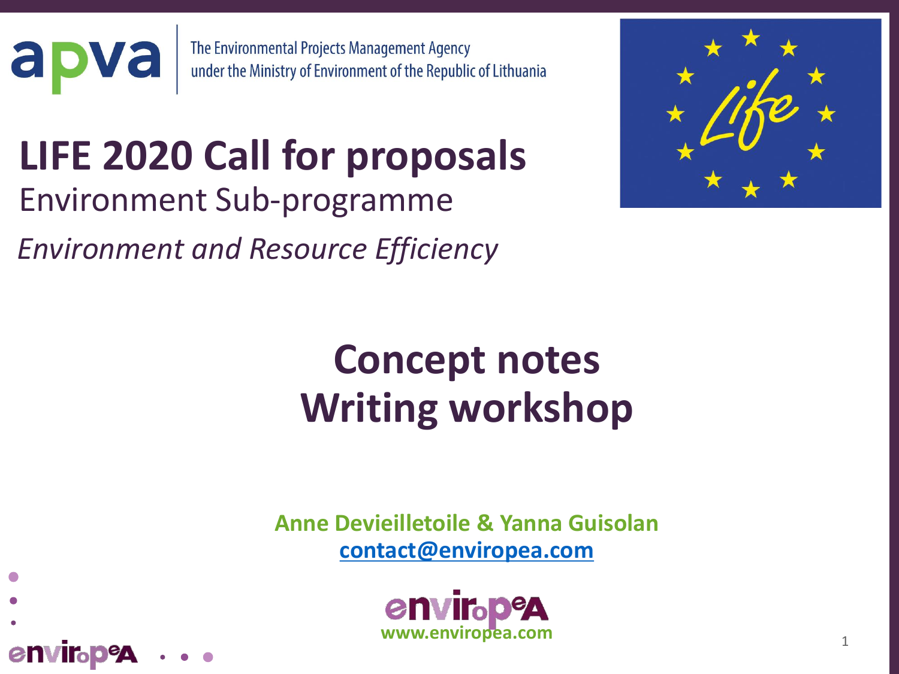apva — The Environmental Projects Management Agency under the Ministry of Environment of the Republic of Lithuania

# LIFE 2020 Call for proposals

Environment Sub-programme

*Environment and Resource Efficiency*

# Concept notes Writing workshop

**Anne Devieilletoile & Yanna Guisolan**
**contact@enviropea.com**

www.enviropea.com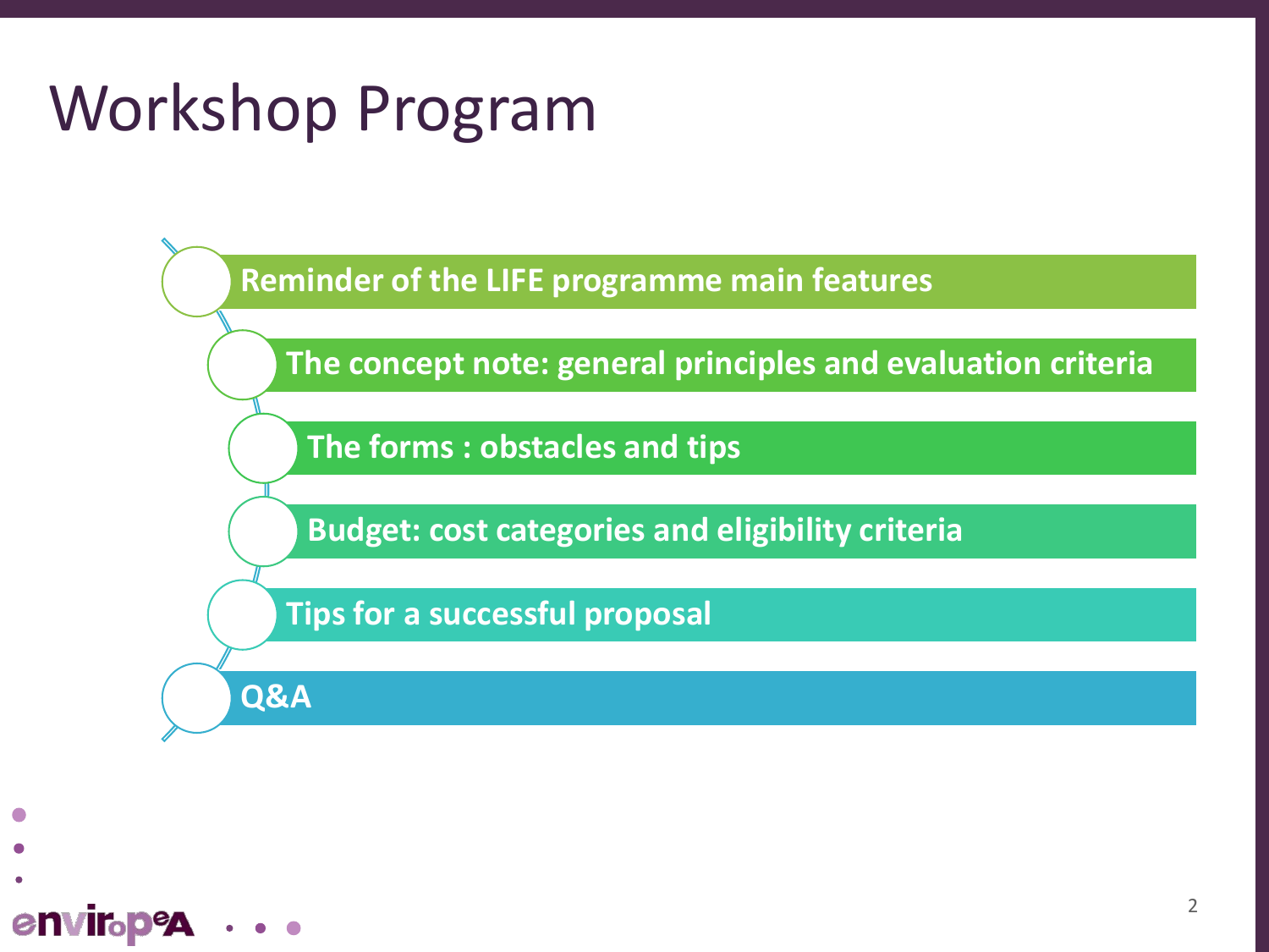# Workshop Program

- Reminder of the LIFE programme main features
- The concept note: general principles and evaluation criteria
- The forms : obstacles and tips
- Budget: cost categories and eligibility criteria
- Tips for a successful proposal
- Q&A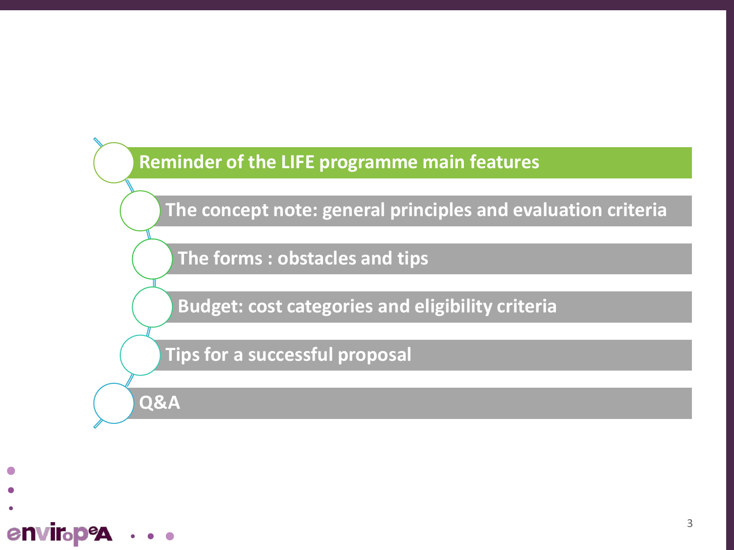- **Reminder of the LIFE programme main features**
- The concept note: general principles and evaluation criteria
- The forms : obstacles and tips
- Budget: cost categories and eligibility criteria
- Tips for a successful proposal
- Q&A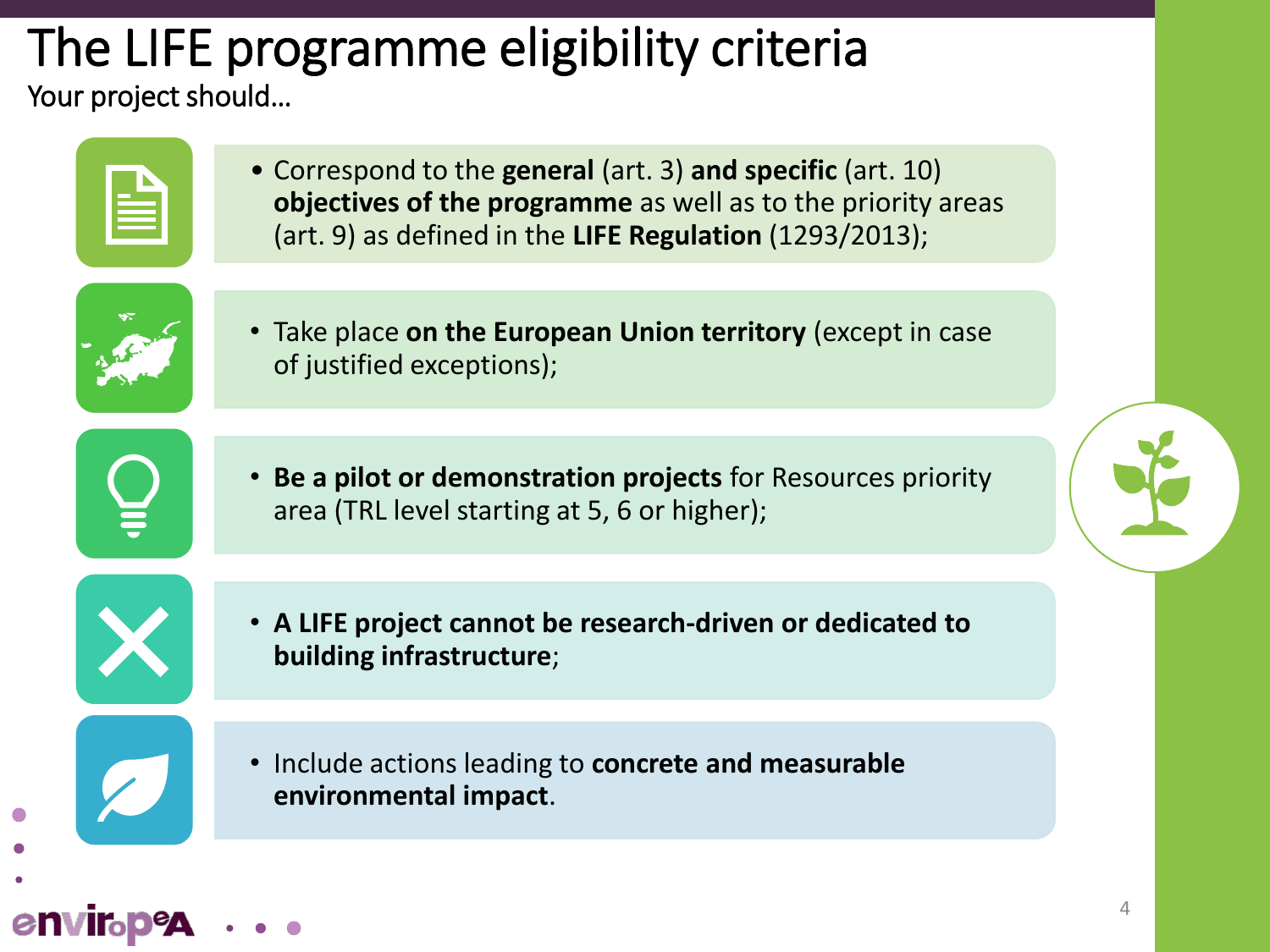# The LIFE programme eligibility criteria

Your project should...

- Correspond to the **general** (art. 3) **and specific** (art. 10) **objectives of the programme** as well as to the priority areas (art. 9) as defined in the **LIFE Regulation** (1293/2013);
- Take place **on the European Union territory** (except in case of justified exceptions);
- **Be a pilot or demonstration projects** for Resources priority area (TRL level starting at 5, 6 or higher);
- **A LIFE project cannot be research-driven or dedicated to building infrastructure**;
- Include actions leading to **concrete and measurable environmental impact**.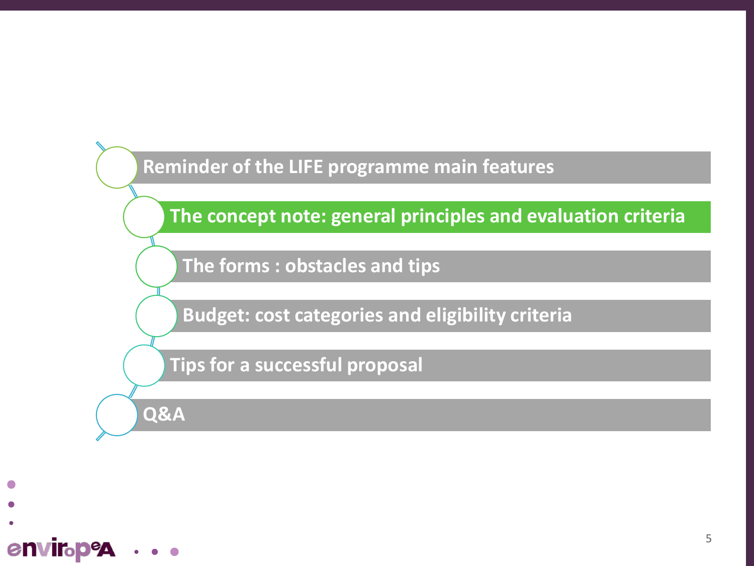- Reminder of the LIFE programme main features
- **The concept note: general principles and evaluation criteria**
- The forms : obstacles and tips
- Budget: cost categories and eligibility criteria
- Tips for a successful proposal
- Q&A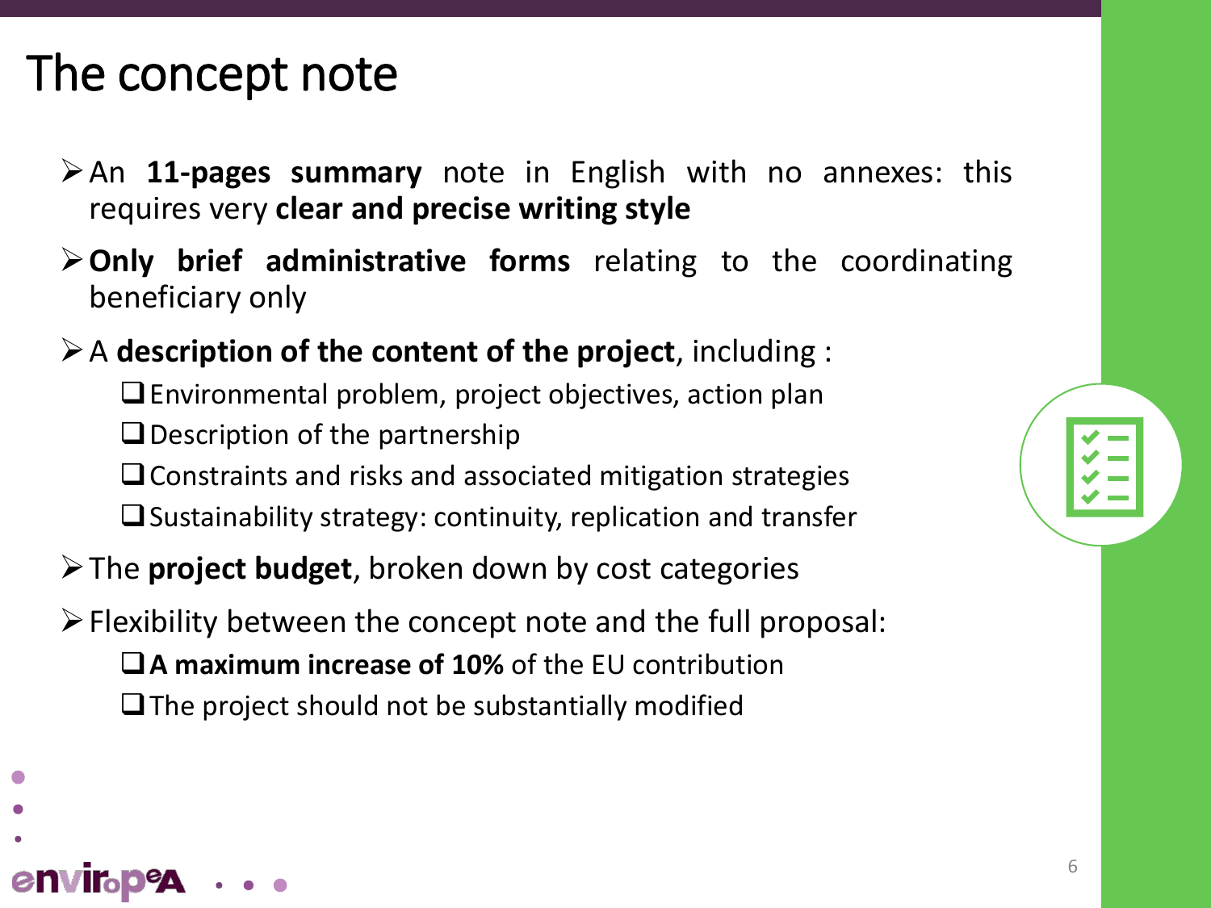# The concept note

- An **11-pages summary** note in English with no annexes: this requires very **clear and precise writing style**
- **Only brief administrative forms** relating to the coordinating beneficiary only
- A **description of the content of the project**, including :
  - Environmental problem, project objectives, action plan
  - Description of the partnership
  - Constraints and risks and associated mitigation strategies
  - Sustainability strategy: continuity, replication and transfer
- The **project budget**, broken down by cost categories
- Flexibility between the concept note and the full proposal:
  - **A maximum increase of 10%** of the EU contribution
  - The project should not be substantially modified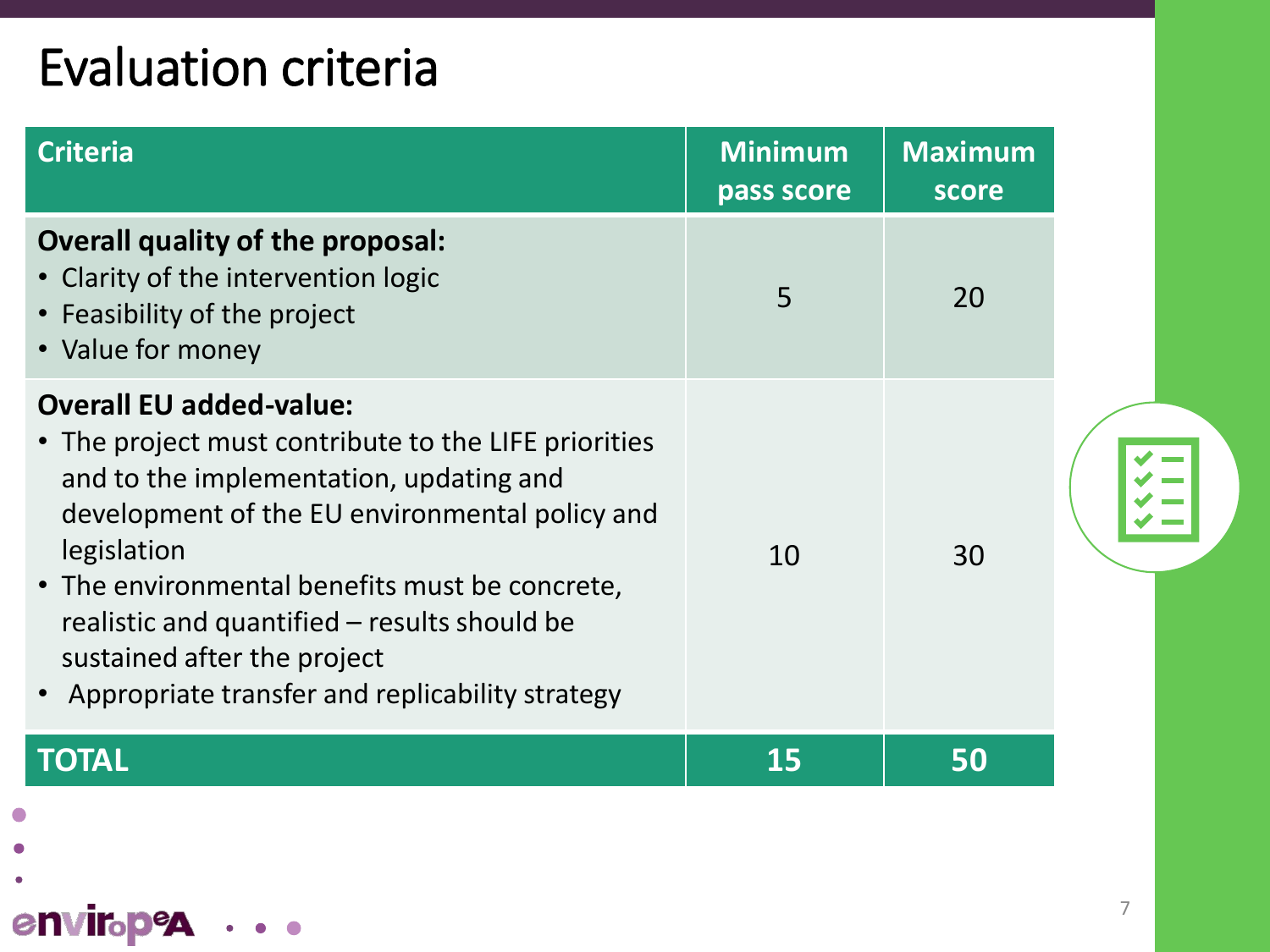# Evaluation criteria

| Criteria | Minimum pass score | Maximum score |
| --- | --- | --- |
| **Overall quality of the proposal:**<br>• Clarity of the intervention logic<br>• Feasibility of the project<br>• Value for money | 5 | 20 |
| **Overall EU added-value:**<br>• The project must contribute to the LIFE priorities and to the implementation, updating and development of the EU environmental policy and legislation<br>• The environmental benefits must be concrete, realistic and quantified – results should be sustained after the project<br>• Appropriate transfer and replicability strategy | 10 | 30 |
| **TOTAL** | **15** | **50** |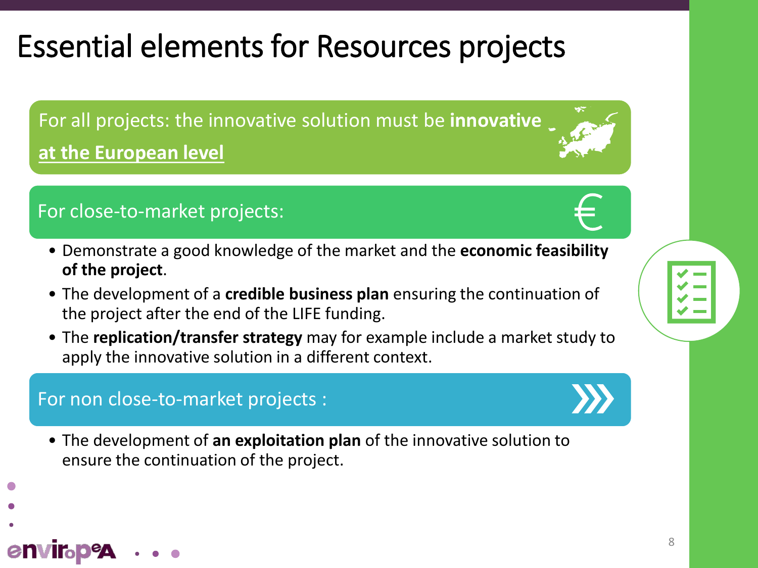# Essential elements for Resources projects

For all projects: the innovative solution must be **innovative at the European level**

## For close-to-market projects:

- Demonstrate a good knowledge of the market and the **economic feasibility of the project**.
- The development of a **credible business plan** ensuring the continuation of the project after the end of the LIFE funding.
- The **replication/transfer strategy** may for example include a market study to apply the innovative solution in a different context.

## For non close-to-market projects :

- The development of **an exploitation plan** of the innovative solution to ensure the continuation of the project.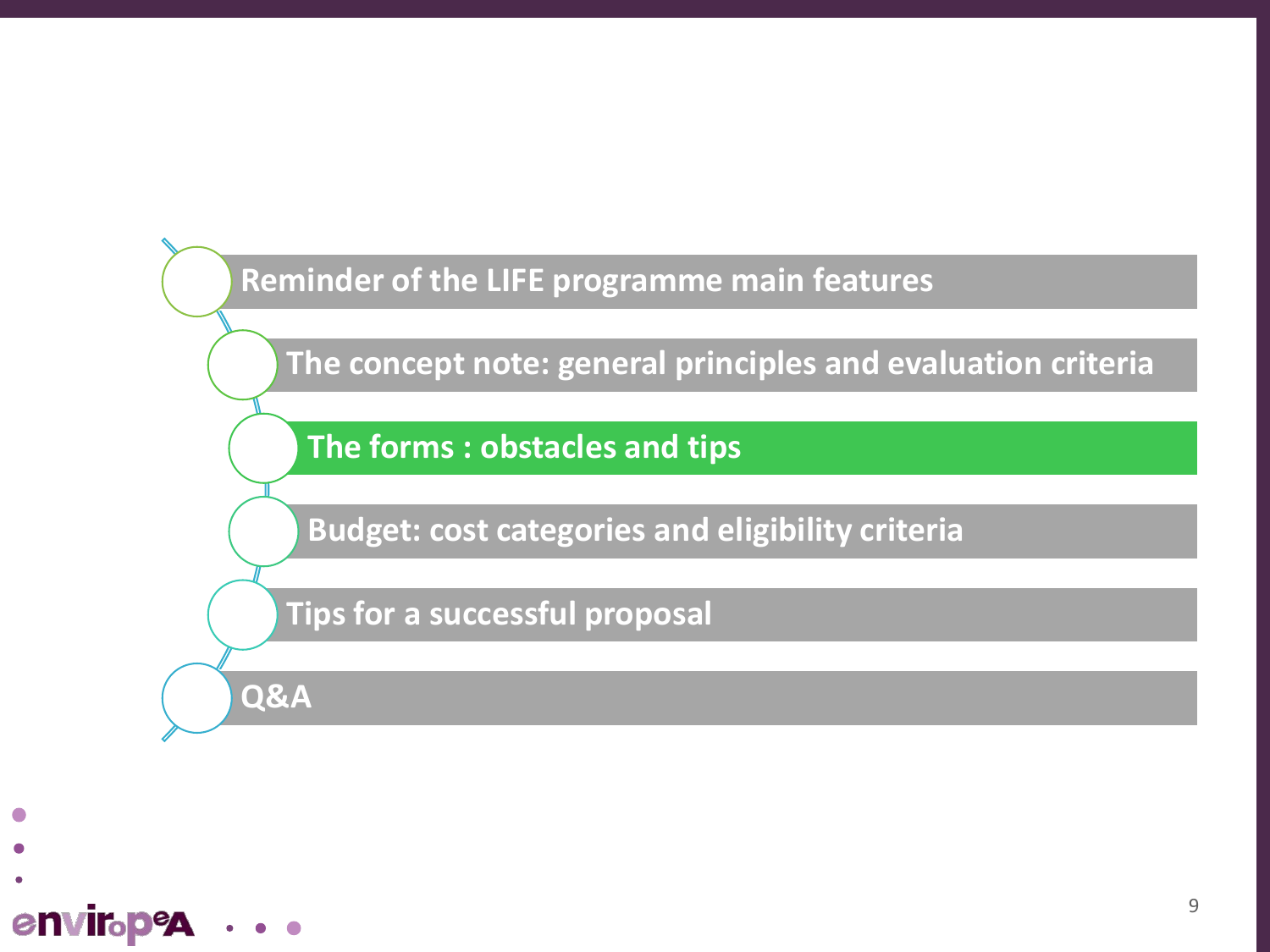- Reminder of the LIFE programme main features
- The concept note: general principles and evaluation criteria
- **The forms : obstacles and tips**
- Budget: cost categories and eligibility criteria
- Tips for a successful proposal
- Q&A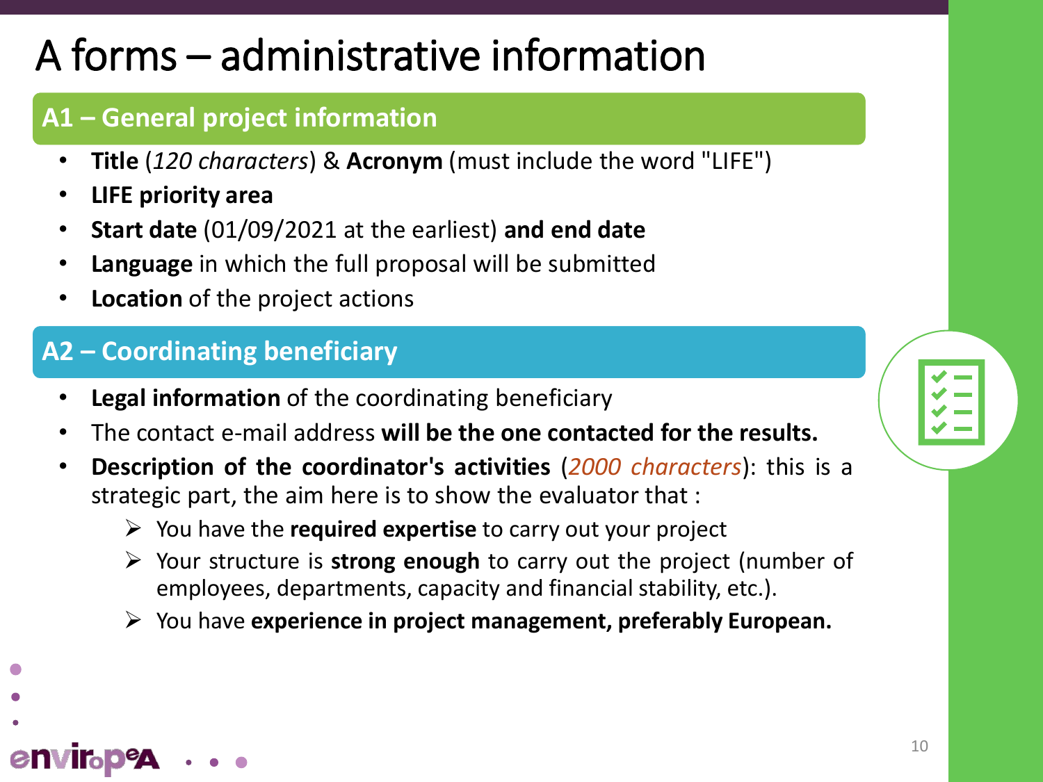# A forms – administrative information

## A1 – General project information

- **Title** (*120 characters*) & **Acronym** (must include the word "LIFE")
- **LIFE priority area**
- **Start date** (01/09/2021 at the earliest) **and end date**
- **Language** in which the full proposal will be submitted
- **Location** of the project actions

## A2 – Coordinating beneficiary

- **Legal information** of the coordinating beneficiary
- The contact e-mail address **will be the one contacted for the results.**
- **Description of the coordinator's activities** (*2000 characters*): this is a strategic part, the aim here is to show the evaluator that :
  - You have the **required expertise** to carry out your project
  - Your structure is **strong enough** to carry out the project (number of employees, departments, capacity and financial stability, etc.).
  - You have **experience in project management, preferably European.**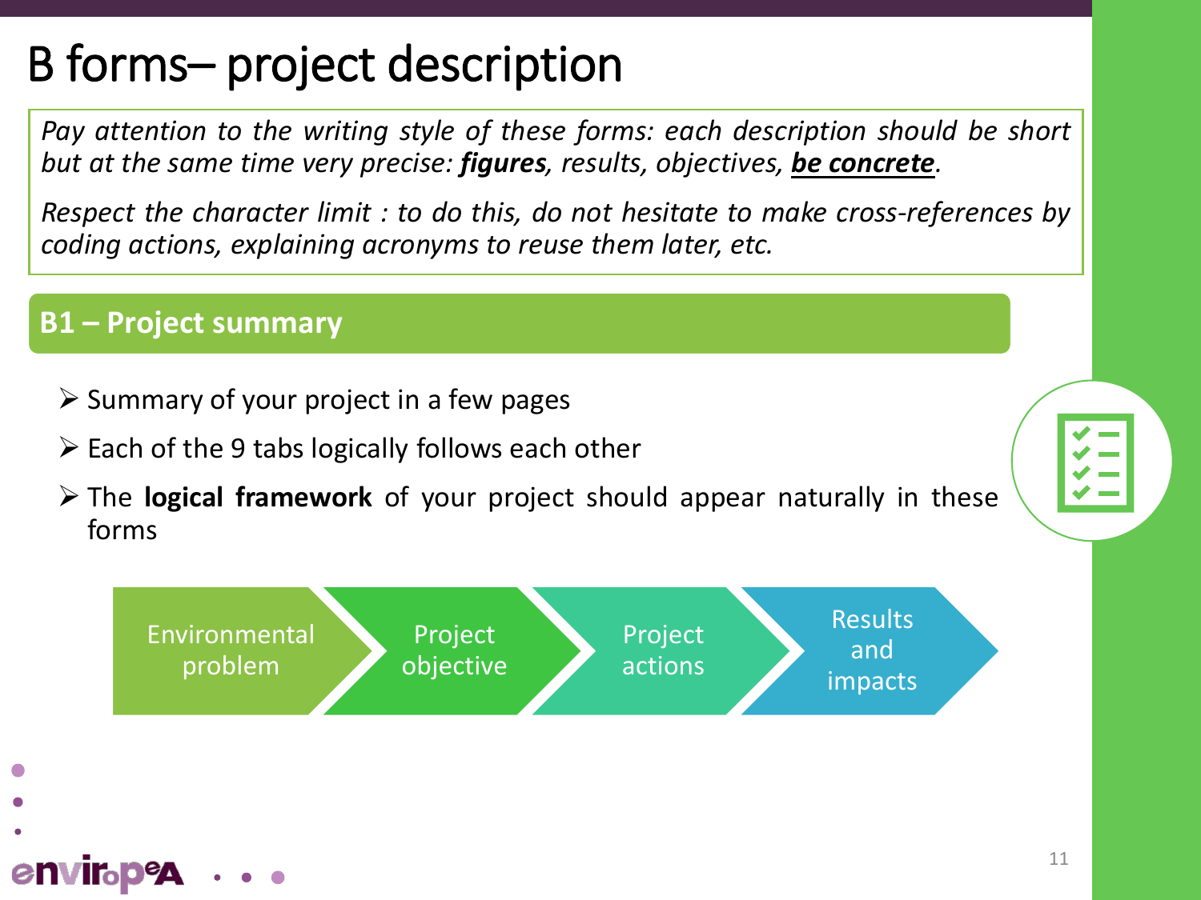# B forms– project description

*Pay attention to the writing style of these forms: each description should be short but at the same time very precise: **figures**, results, objectives, **<u>be concrete</u>**.*

*Respect the character limit : to do this, do not hesitate to make cross-references by coding actions, explaining acronyms to reuse them later, etc.*

## B1 – Project summary

- Summary of your project in a few pages
- Each of the 9 tabs logically follows each other
- The **logical framework** of your project should appear naturally in these forms

Environmental problem → Project objective → Project actions → Results and impacts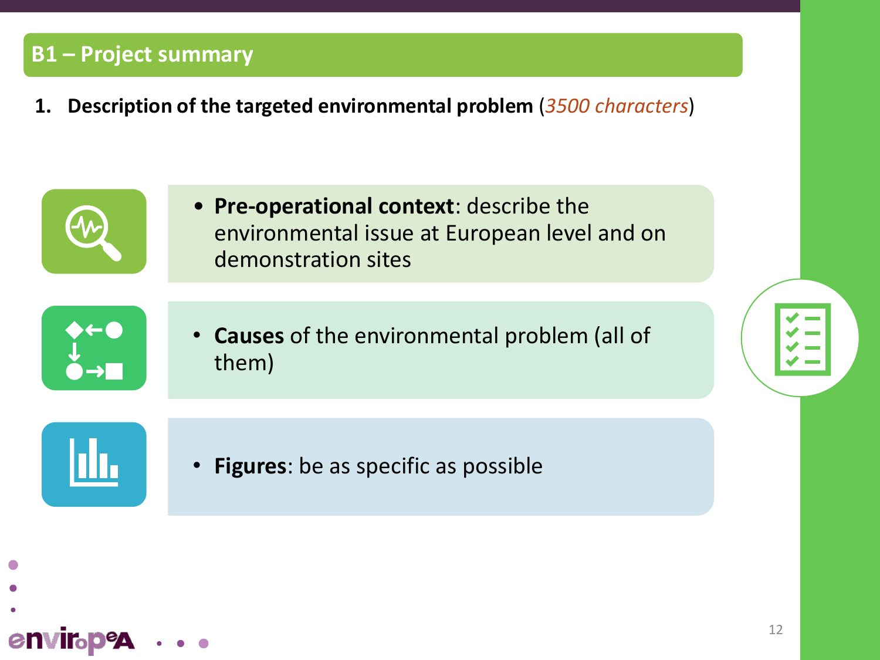## B1 – Project summary

1. **Description of the targeted environmental problem** (*3500 characters*)

- **Pre-operational context**: describe the environmental issue at European level and on demonstration sites
- **Causes** of the environmental problem (all of them)
- **Figures**: be as specific as possible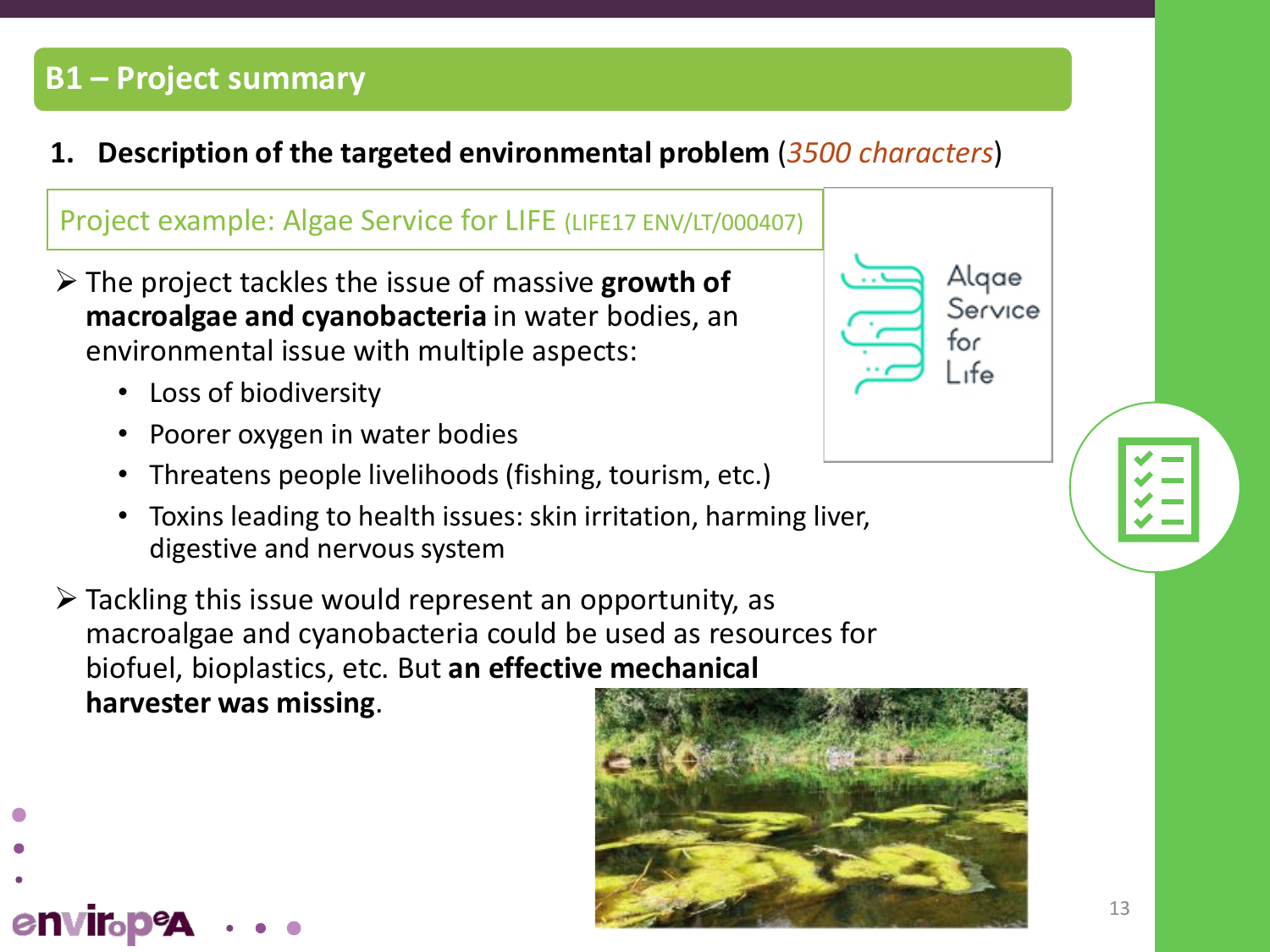## B1 – Project summary

1. **Description of the targeted environmental problem** (*3500 characters*)

Project example: Algae Service for LIFE (LIFE17 ENV/LT/000407)

- The project tackles the issue of massive **growth of macroalgae and cyanobacteria** in water bodies, an environmental issue with multiple aspects:
  - Loss of biodiversity
  - Poorer oxygen in water bodies
  - Threatens people livelihoods (fishing, tourism, etc.)
  - Toxins leading to health issues: skin irritation, harming liver, digestive and nervous system
- Tackling this issue would represent an opportunity, as macroalgae and cyanobacteria could be used as resources for biofuel, bioplastics, etc. But **an effective mechanical harvester was missing**.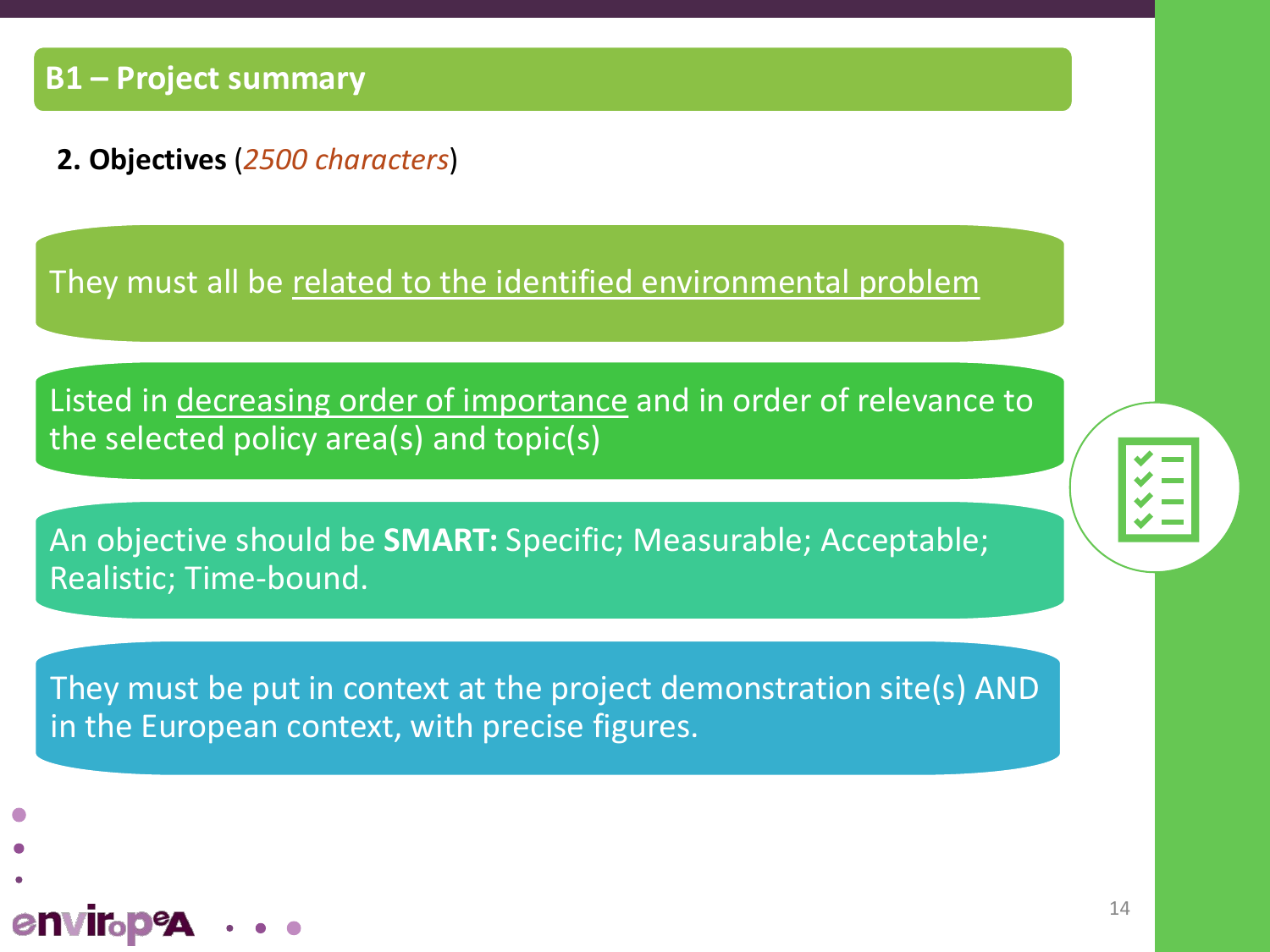## B1 – Project summary

**2. Objectives** (*2500 characters*)

They must all be related to the identified environmental problem

Listed in decreasing order of importance and in order of relevance to the selected policy area(s) and topic(s)

An objective should be **SMART:** Specific; Measurable; Acceptable; Realistic; Time-bound.

They must be put in context at the project demonstration site(s) AND in the European context, with precise figures.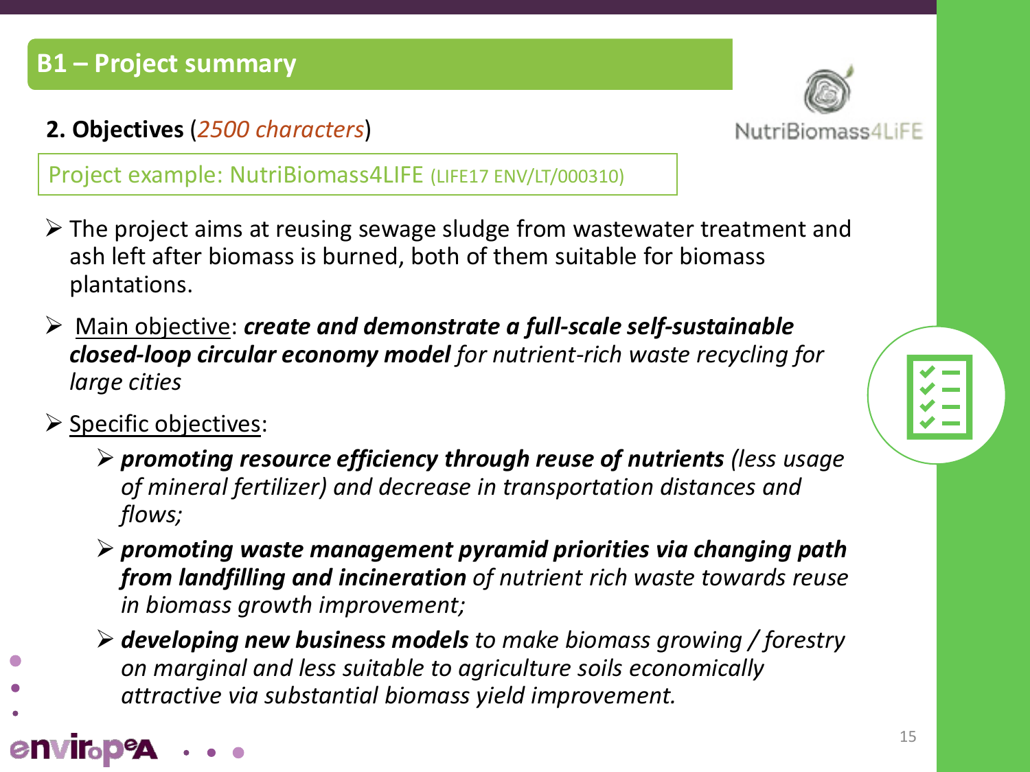## B1 – Project summary

**2. Objectives** (*2500 characters*)

NutriBiomass4LIFE

Project example: NutriBiomass4LIFE (LIFE17 ENV/LT/000310)

- The project aims at reusing sewage sludge from wastewater treatment and ash left after biomass is burned, both of them suitable for biomass plantations.
- Main objective: ***create and demonstrate a full-scale self-sustainable closed-loop circular economy model*** *for nutrient-rich waste recycling for large cities*
- Specific objectives:
  - ***promoting resource efficiency through reuse of nutrients*** *(less usage of mineral fertilizer) and decrease in transportation distances and flows;*
  - ***promoting waste management pyramid priorities via changing path from landfilling and incineration*** *of nutrient rich waste towards reuse in biomass growth improvement;*
  - ***developing new business models*** *to make biomass growing / forestry on marginal and less suitable to agriculture soils economically attractive via substantial biomass yield improvement.*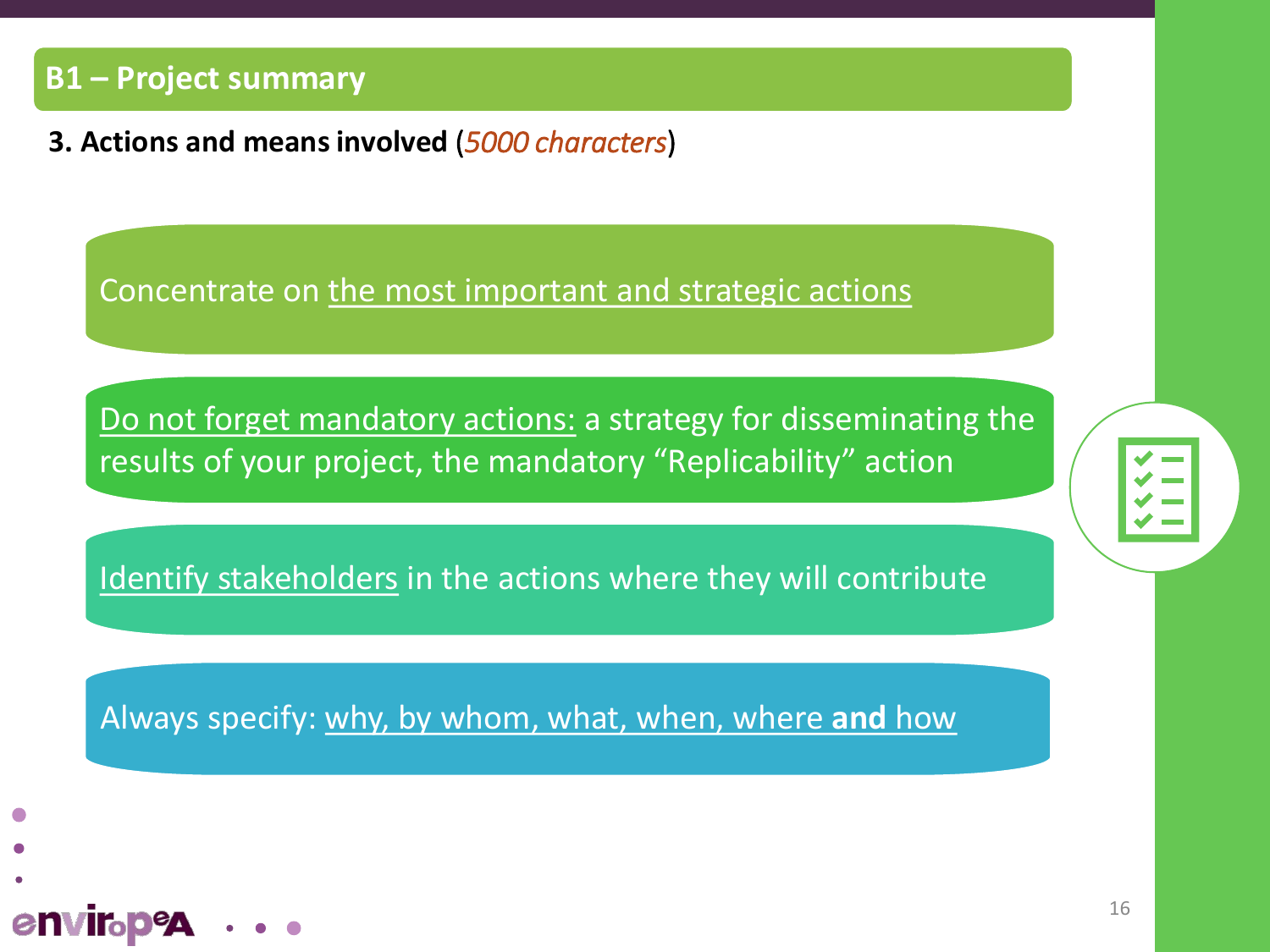## B1 – Project summary

**3. Actions and means involved** (*5000 characters*)

Concentrate on the most important and strategic actions

Do not forget mandatory actions: a strategy for disseminating the results of your project, the mandatory "Replicability" action

Identify stakeholders in the actions where they will contribute

Always specify: why, by whom, what, when, where **and** how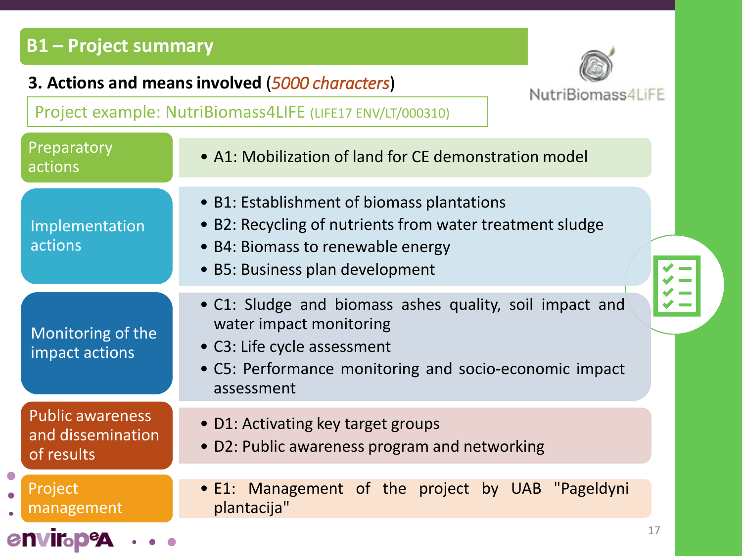## B1 – Project summary

### 3. Actions and means involved (*5000 characters*)

Project example: NutriBiomass4LIFE (LIFE17 ENV/LT/000310)

NutriBiomass4LIFE

| Action type | Actions |
| --- | --- |
| Preparatory actions | • A1: Mobilization of land for CE demonstration model |
| Implementation actions | • B1: Establishment of biomass plantations<br>• B2: Recycling of nutrients from water treatment sludge<br>• B4: Biomass to renewable energy<br>• B5: Business plan development |
| Monitoring of the impact actions | • C1: Sludge and biomass ashes quality, soil impact and water impact monitoring<br>• C3: Life cycle assessment<br>• C5: Performance monitoring and socio-economic impact assessment |
| Public awareness and dissemination of results | • D1: Activating key target groups<br>• D2: Public awareness program and networking |
| Project management | • E1: Management of the project by UAB "Pageldyni plantacija" |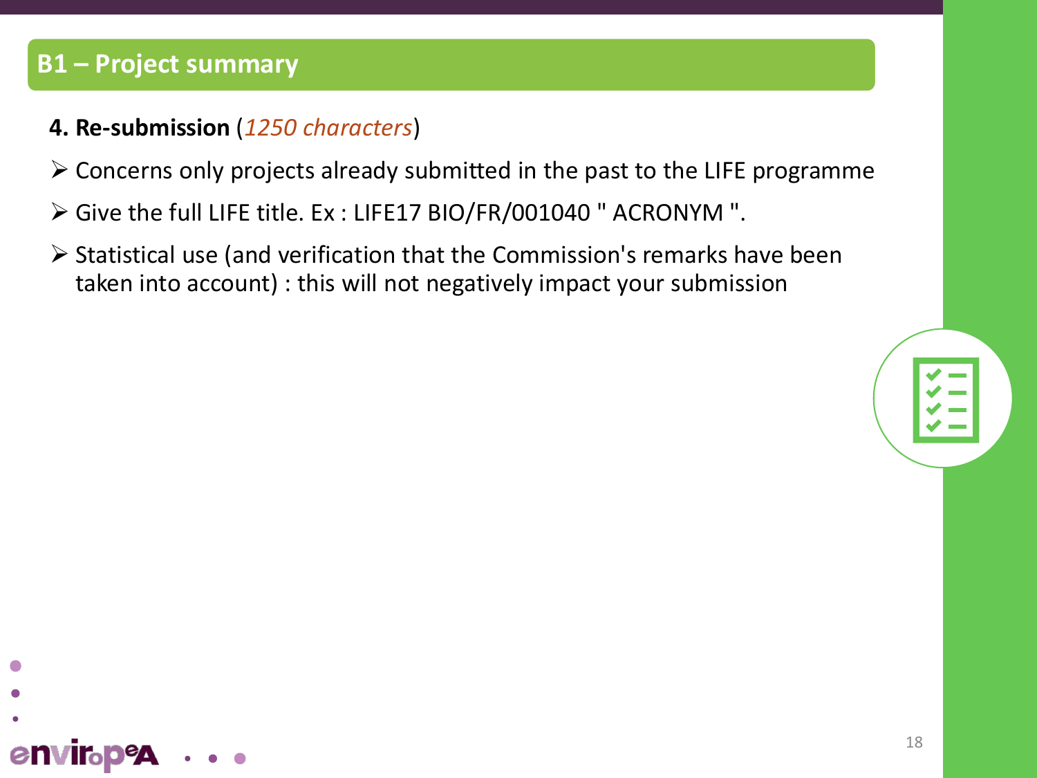## B1 – Project summary

**4. Re-submission** (*1250 characters*)

- Concerns only projects already submitted in the past to the LIFE programme
- Give the full LIFE title. Ex : LIFE17 BIO/FR/001040 " ACRONYM ".
- Statistical use (and verification that the Commission's remarks have been taken into account) : this will not negatively impact your submission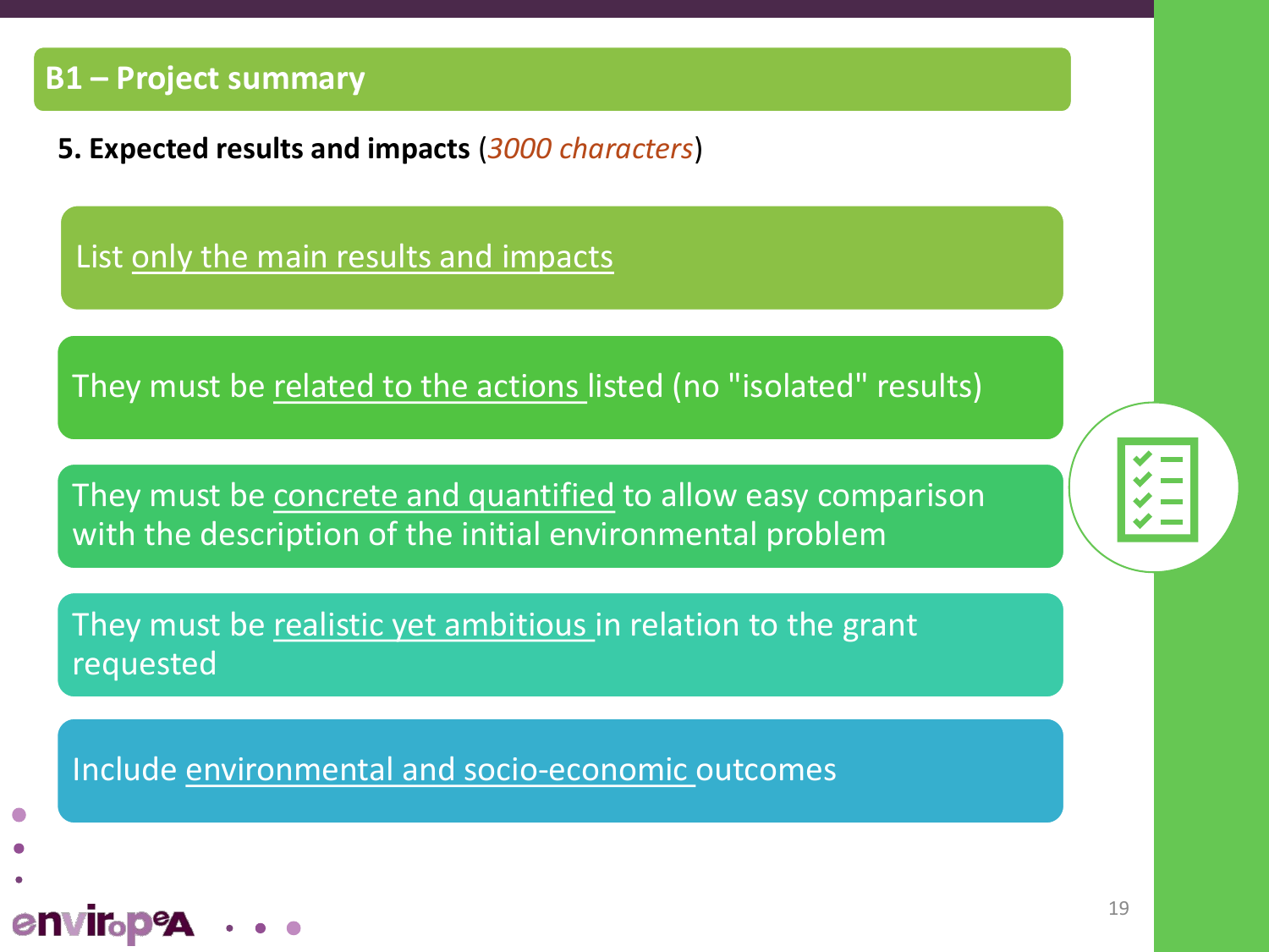## B1 – Project summary

**5. Expected results and impacts** (*3000 characters*)

- List only the main results and impacts
- They must be related to the actions listed (no "isolated" results)
- They must be concrete and quantified to allow easy comparison with the description of the initial environmental problem
- They must be realistic yet ambitious in relation to the grant requested
- Include environmental and socio-economic outcomes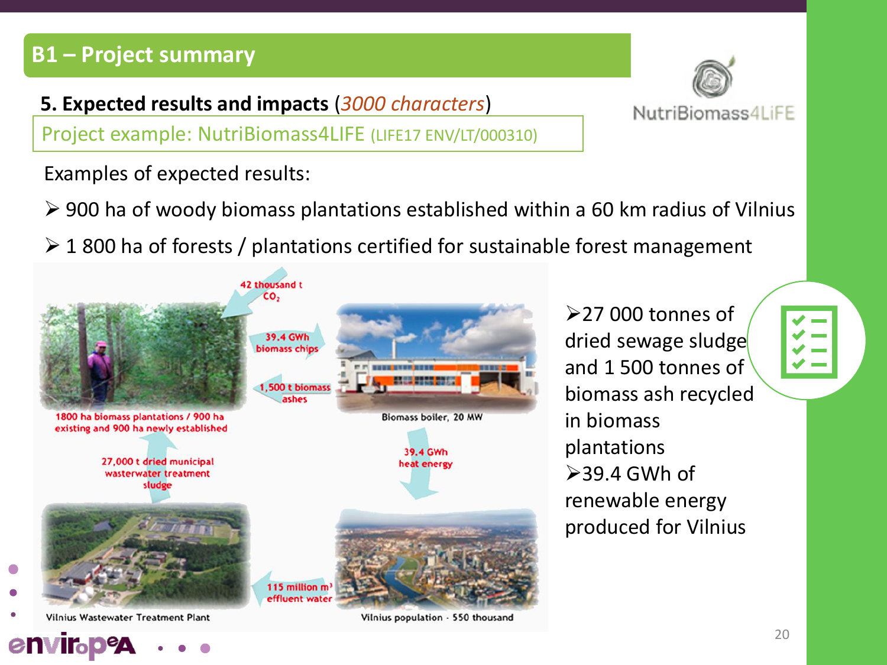## B1 – Project summary

**5. Expected results and impacts** (*3000 characters*)

Project example: NutriBiomass4LIFE (LIFE17 ENV/LT/000310)

NutriBiomass4LiFE

Examples of expected results:

- 900 ha of woody biomass plantations established within a 60 km radius of Vilnius
- 1 800 ha of forests / plantations certified for sustainable forest management

42 thousand t $CO_2$

39.4 GWh biomass chips

1,500 t biomass ashes

1800 ha biomass plantations / 900 ha existing and 900 ha newly established

Biomass boiler, 20 MW

27,000 t dried municipal wastewater treatment sludge

39.4 GWh heat energy

115 million $m^3$ effluent water

Vilnius Wastewater Treatment Plant

Vilnius population - 550 thousand

- 27 000 tonnes of dried sewage sludge and 1 500 tonnes of biomass ash recycled in biomass plantations
- 39.4 GWh of renewable energy produced for Vilnius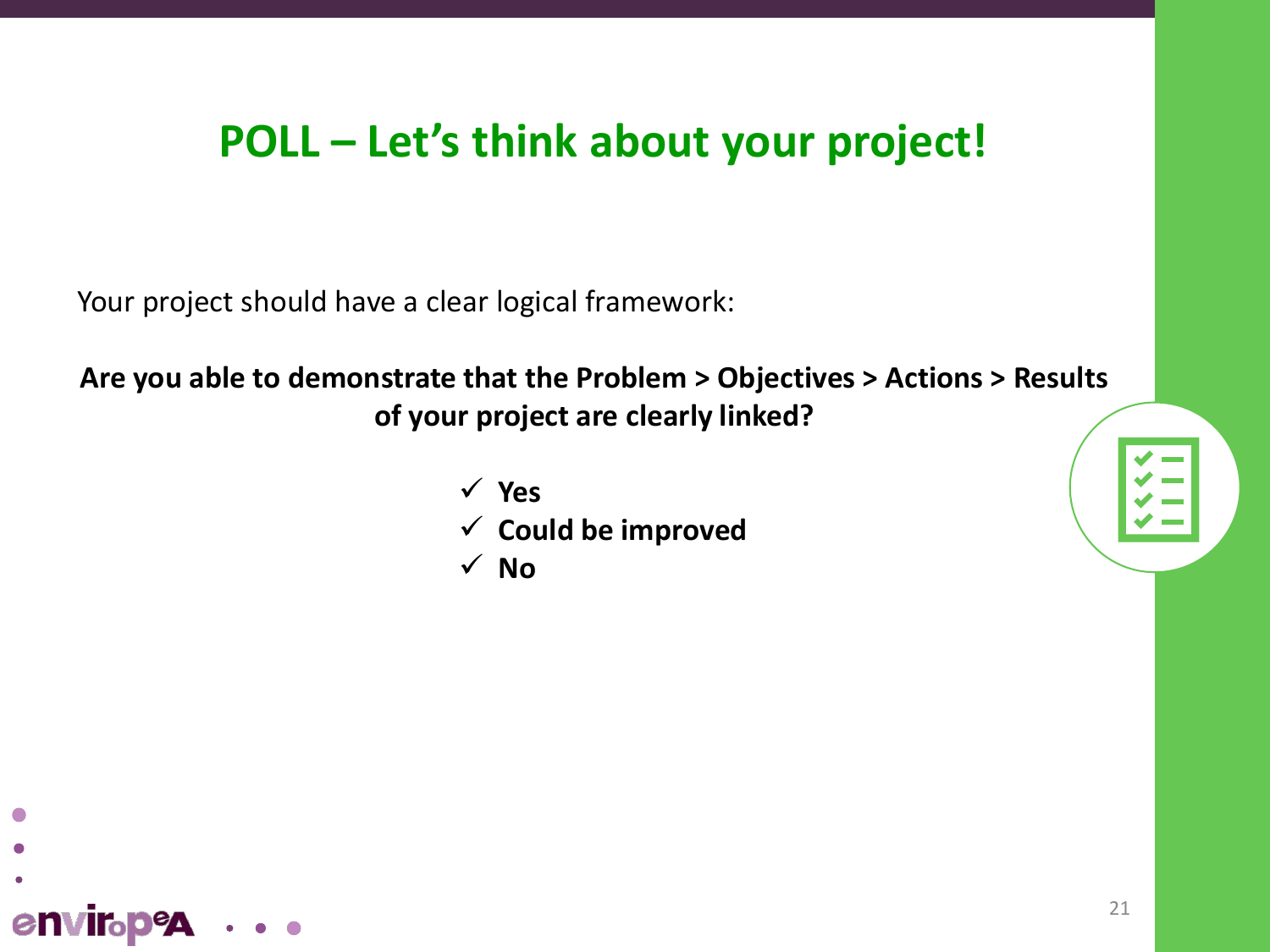# POLL – Let's think about your project!

Your project should have a clear logical framework:

**Are you able to demonstrate that the Problem > Objectives > Actions > Results of your project are clearly linked?**

- ✓ **Yes**
- ✓ **Could be improved**
- ✓ **No**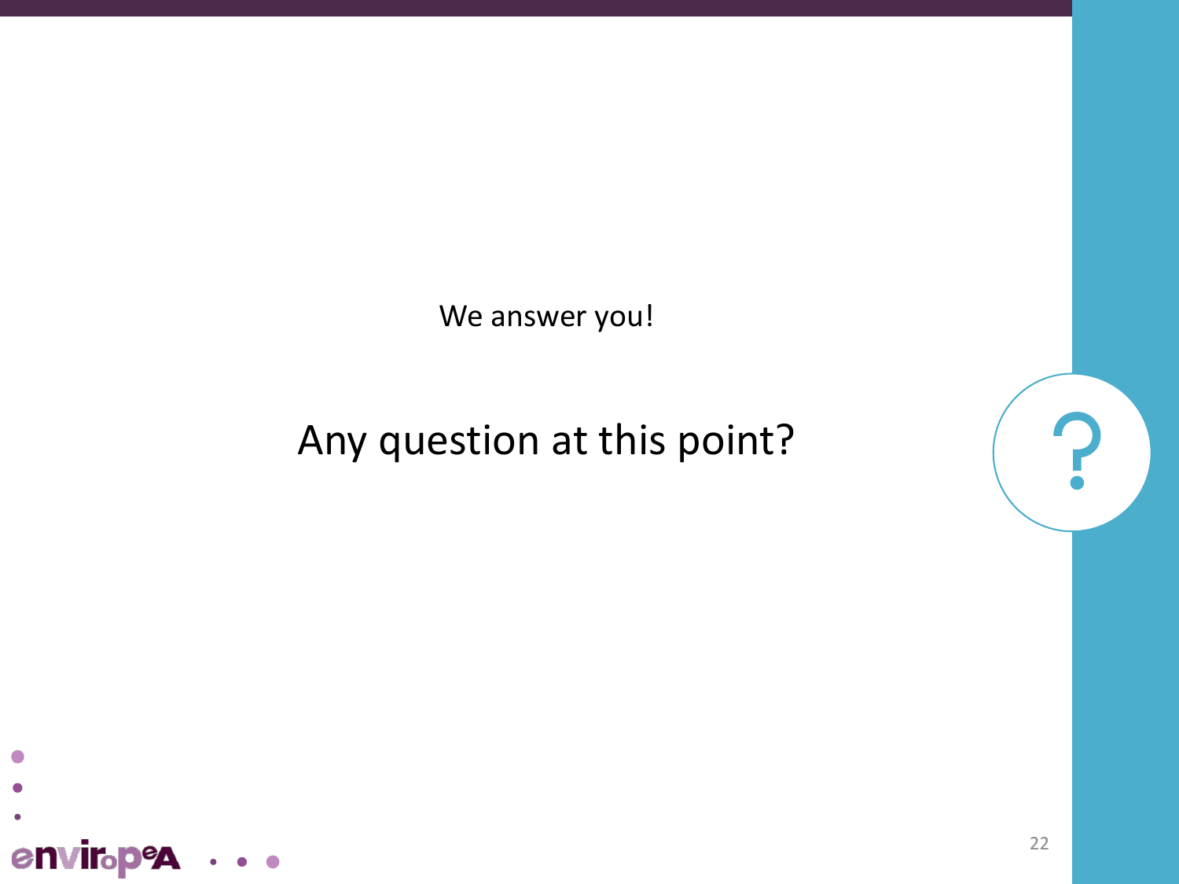We answer you!

Any question at this point?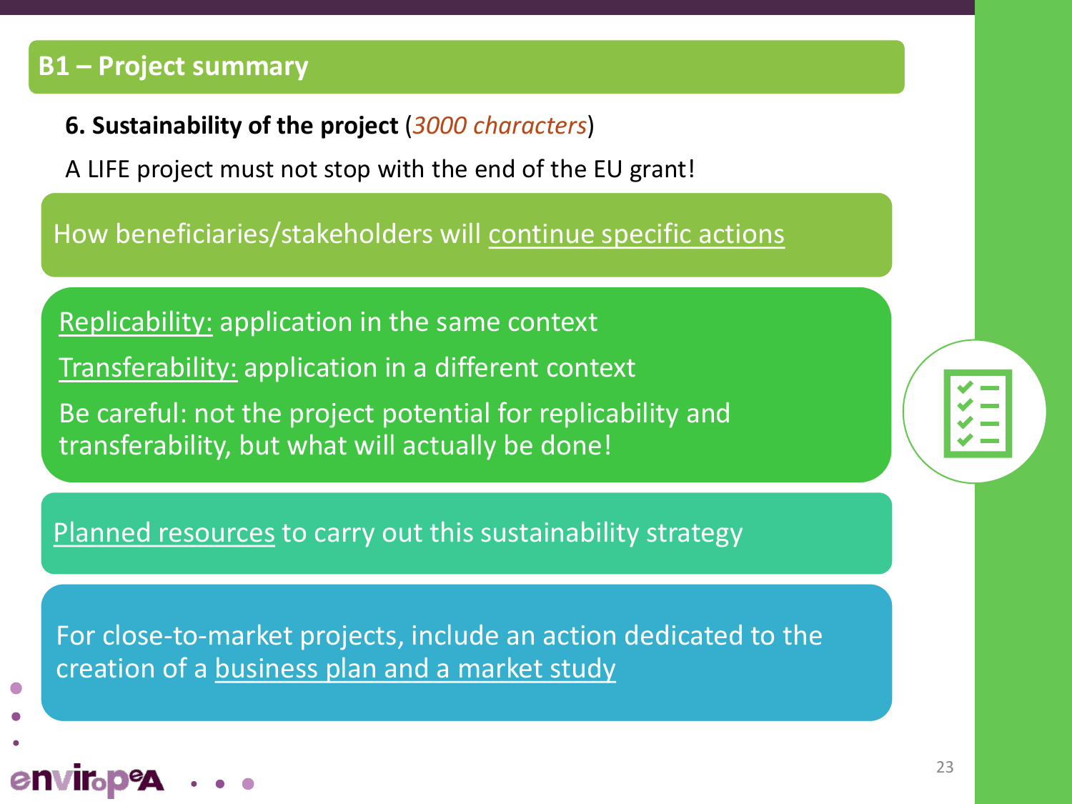## B1 – Project summary

**6. Sustainability of the project** (*3000 characters*)

A LIFE project must not stop with the end of the EU grant!

How beneficiaries/stakeholders will continue specific actions

Replicability: application in the same context

Transferability: application in a different context

Be careful: not the project potential for replicability and transferability, but what will actually be done!

Planned resources to carry out this sustainability strategy

For close-to-market projects, include an action dedicated to the creation of a business plan and a market study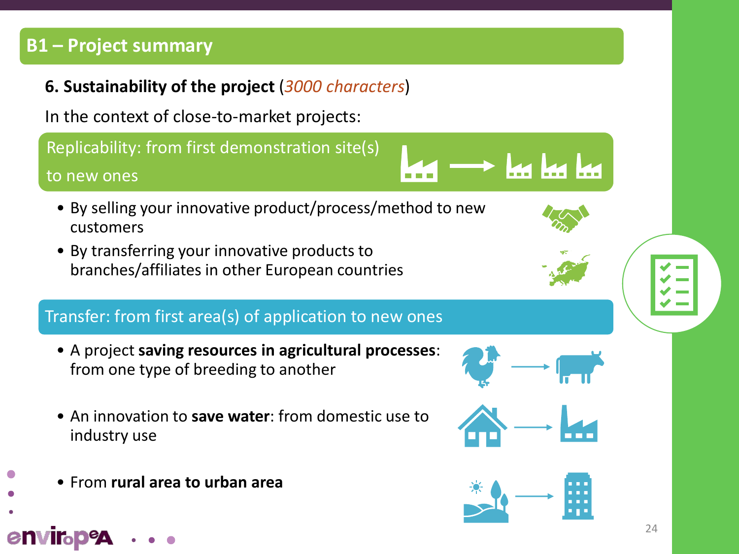## B1 – Project summary

**6. Sustainability of the project** (*3000 characters*)

In the context of close-to-market projects:

### Replicability: from first demonstration site(s) to new ones

- By selling your innovative product/process/method to new customers
- By transferring your innovative products to branches/affiliates in other European countries

### Transfer: from first area(s) of application to new ones

- A project **saving resources in agricultural processes**: from one type of breeding to another
- An innovation to **save water**: from domestic use to industry use
- From **rural area to urban area**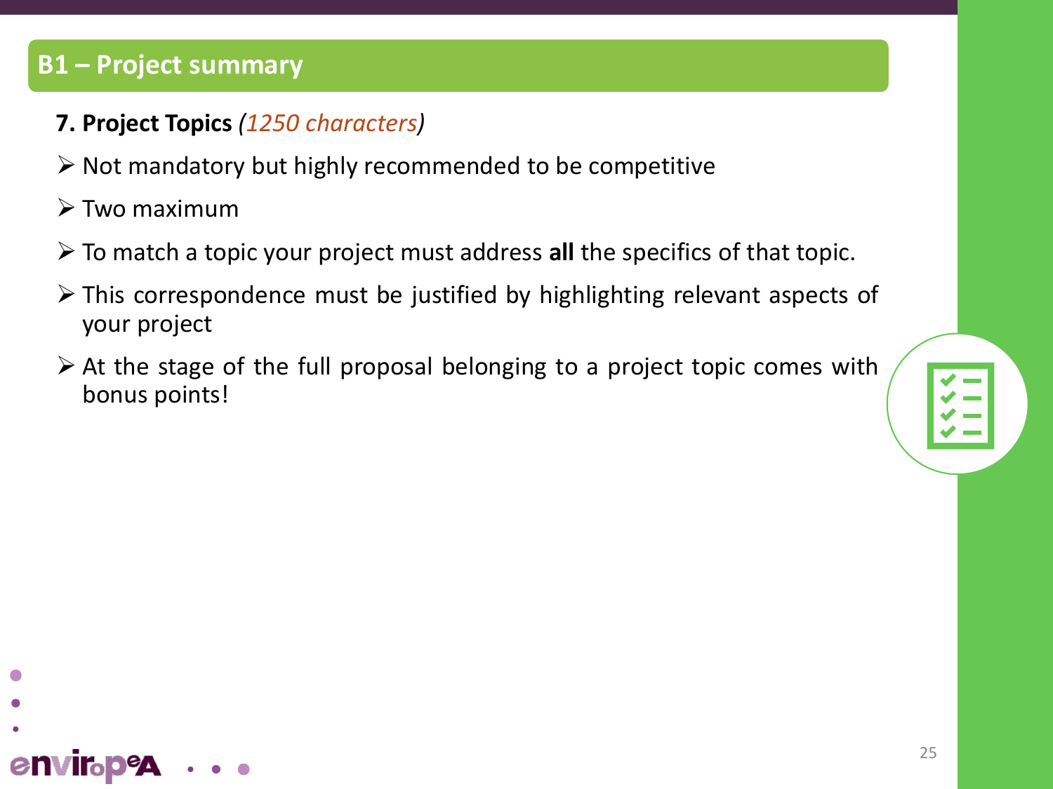## B1 – Project summary

**7. Project Topics** *(1250 characters)*

- Not mandatory but highly recommended to be competitive
- Two maximum
- To match a topic your project must address **all** the specifics of that topic.
- This correspondence must be justified by highlighting relevant aspects of your project
- At the stage of the full proposal belonging to a project topic comes with bonus points!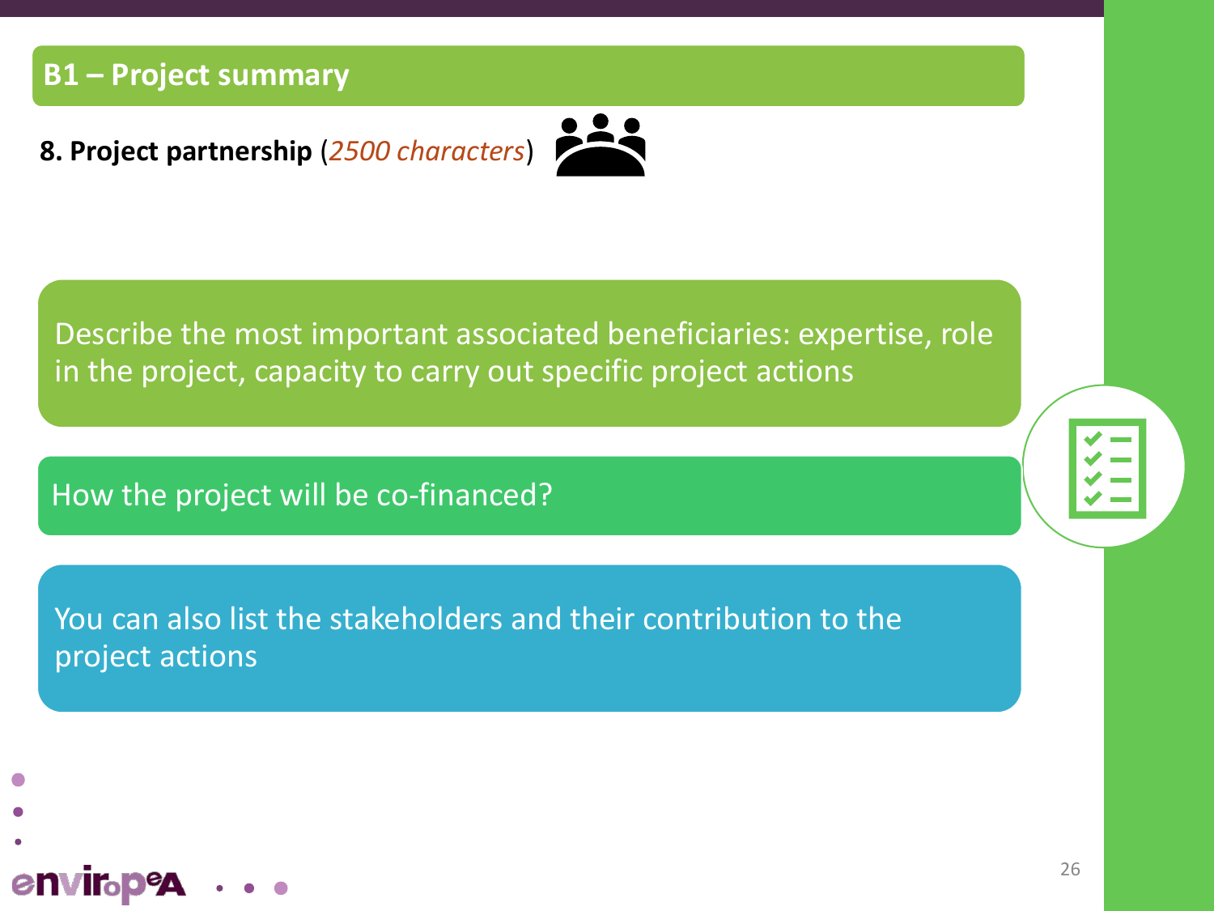## B1 – Project summary

**8. Project partnership** (*2500 characters*)

Describe the most important associated beneficiaries: expertise, role in the project, capacity to carry out specific project actions

How the project will be co-financed?

You can also list the stakeholders and their contribution to the project actions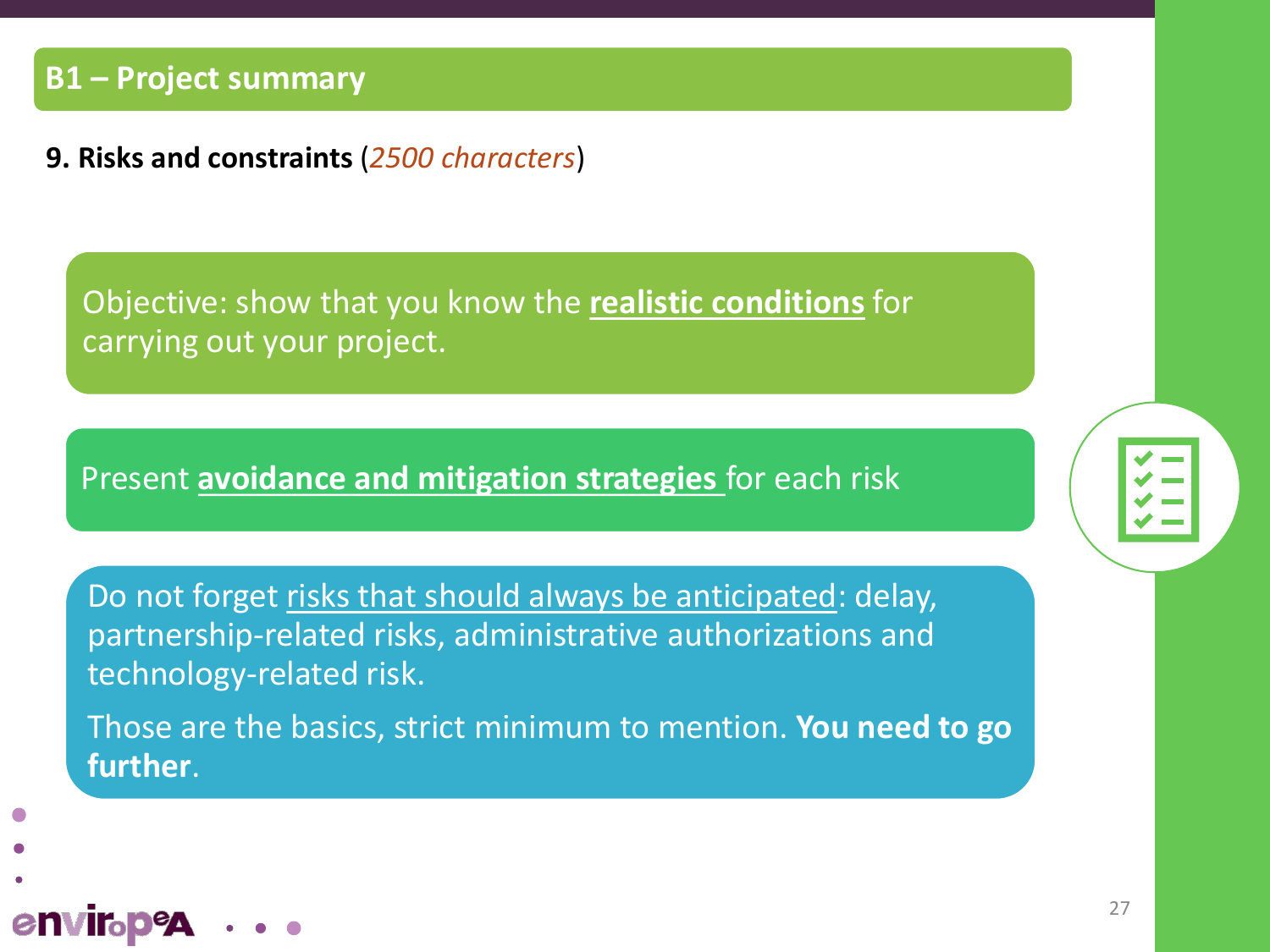## B1 – Project summary

**9. Risks and constraints** (*2500 characters*)

Objective: show that you know the **realistic conditions** for carrying out your project.

Present **avoidance and mitigation strategies** for each risk

Do not forget risks that should always be anticipated: delay, partnership-related risks, administrative authorizations and technology-related risk.

Those are the basics, strict minimum to mention. **You need to go further**.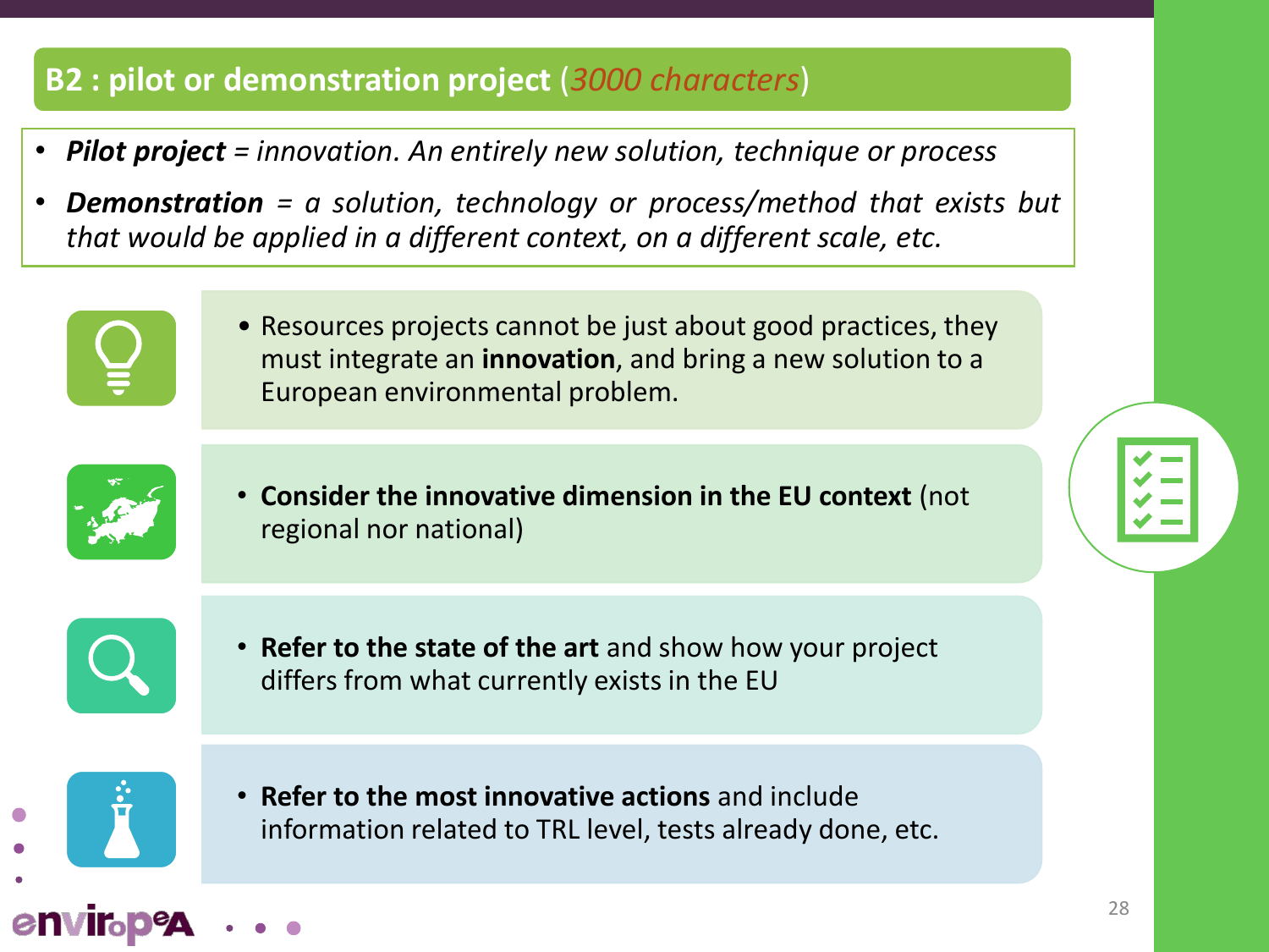## B2 : pilot or demonstration project (*3000 characters*)

- ***Pilot project*** *= innovation. An entirely new solution, technique or process*
- ***Demonstration*** *= a solution, technology or process/method that exists but that would be applied in a different context, on a different scale, etc.*

- Resources projects cannot be just about good practices, they must integrate an **innovation**, and bring a new solution to a European environmental problem.
- **Consider the innovative dimension in the EU context** (not regional nor national)
- **Refer to the state of the art** and show how your project differs from what currently exists in the EU
- **Refer to the most innovative actions** and include information related to TRL level, tests already done, etc.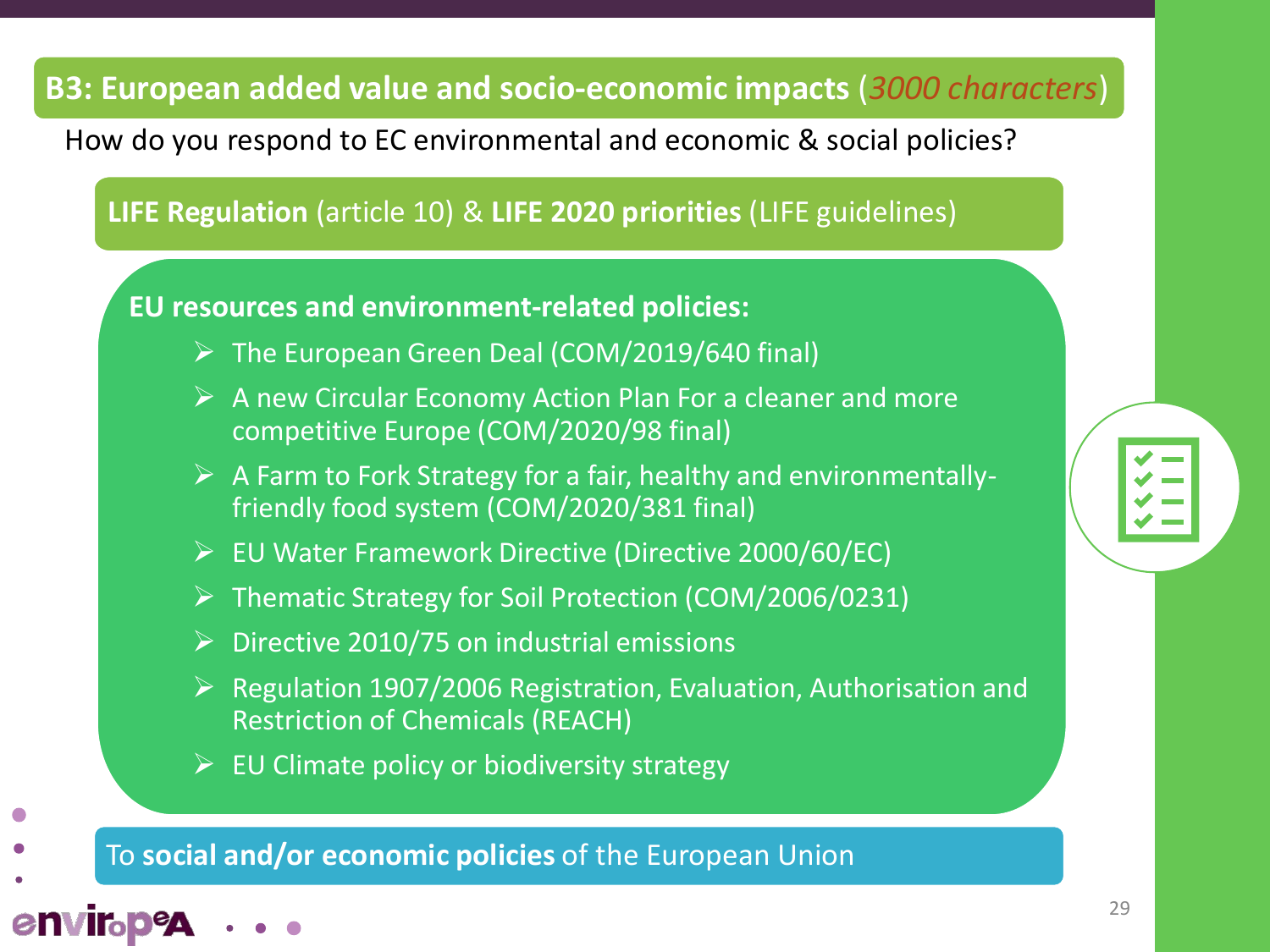## B3: European added value and socio-economic impacts (*3000 characters*)

How do you respond to EC environmental and economic & social policies?

**LIFE Regulation** (article 10) & **LIFE 2020 priorities** (LIFE guidelines)

**EU resources and environment-related policies:**

- The European Green Deal (COM/2019/640 final)
- A new Circular Economy Action Plan For a cleaner and more competitive Europe (COM/2020/98 final)
- A Farm to Fork Strategy for a fair, healthy and environmentally-friendly food system (COM/2020/381 final)
- EU Water Framework Directive (Directive 2000/60/EC)
- Thematic Strategy for Soil Protection (COM/2006/0231)
- Directive 2010/75 on industrial emissions
- Regulation 1907/2006 Registration, Evaluation, Authorisation and Restriction of Chemicals (REACH)
- EU Climate policy or biodiversity strategy

To **social and/or economic policies** of the European Union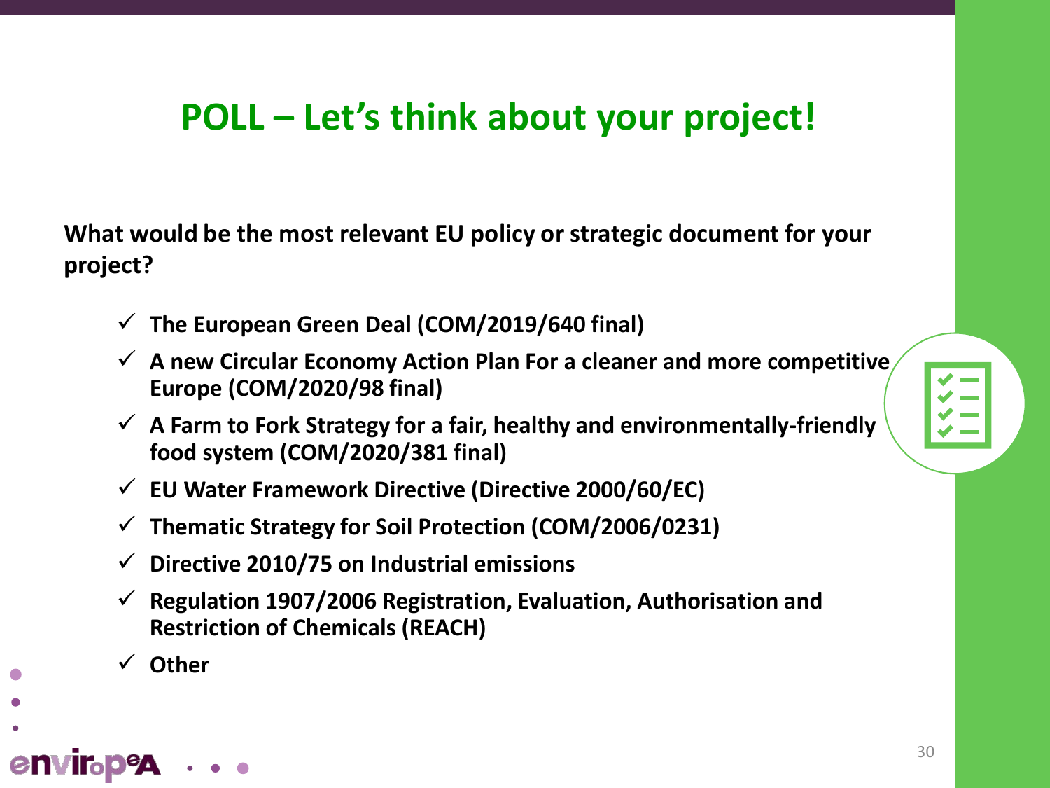# POLL – Let's think about your project!

**What would be the most relevant EU policy or strategic document for your project?**

- ✓ **The European Green Deal (COM/2019/640 final)**
- ✓ **A new Circular Economy Action Plan For a cleaner and more competitive Europe (COM/2020/98 final)**
- ✓ **A Farm to Fork Strategy for a fair, healthy and environmentally-friendly food system (COM/2020/381 final)**
- ✓ **EU Water Framework Directive (Directive 2000/60/EC)**
- ✓ **Thematic Strategy for Soil Protection (COM/2006/0231)**
- ✓ **Directive 2010/75 on Industrial emissions**
- ✓ **Regulation 1907/2006 Registration, Evaluation, Authorisation and Restriction of Chemicals (REACH)**
- ✓ **Other**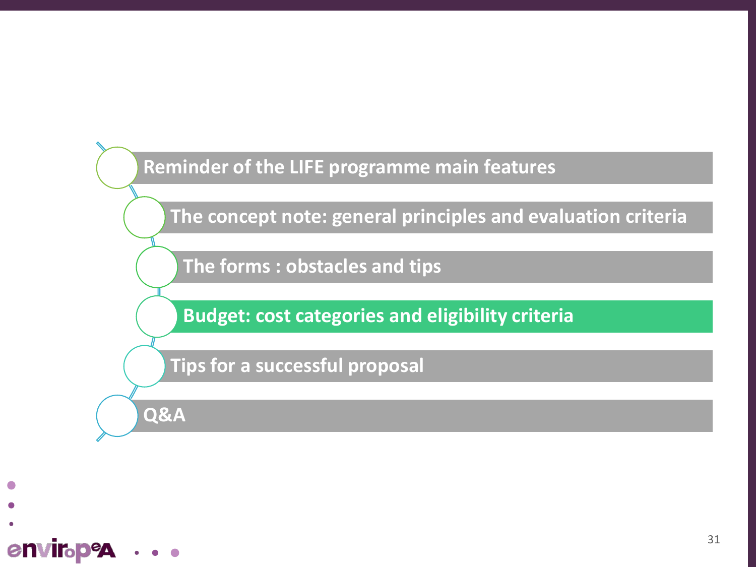- Reminder of the LIFE programme main features
- The concept note: general principles and evaluation criteria
- The forms : obstacles and tips
- **Budget: cost categories and eligibility criteria**
- Tips for a successful proposal
- Q&A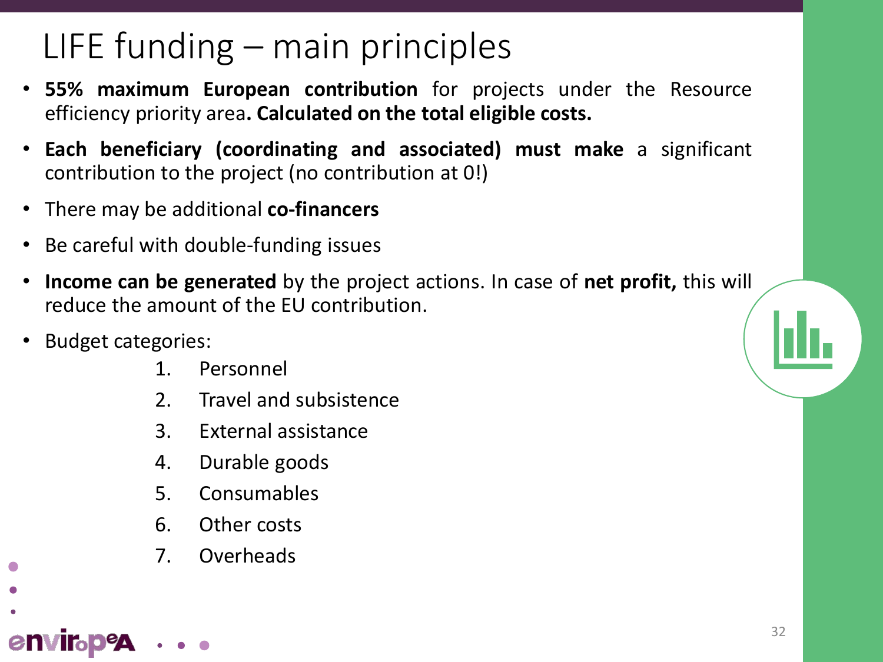# LIFE funding – main principles

- **55% maximum European contribution** for projects under the Resource efficiency priority area**. Calculated on the total eligible costs.**
- **Each beneficiary (coordinating and associated) must make** a significant contribution to the project (no contribution at 0!)
- There may be additional **co-financers**
- Be careful with double-funding issues
- **Income can be generated** by the project actions. In case of **net profit,** this will reduce the amount of the EU contribution.
- Budget categories:
    1. Personnel
    2. Travel and subsistence
    3. External assistance
    4. Durable goods
    5. Consumables
    6. Other costs
    7. Overheads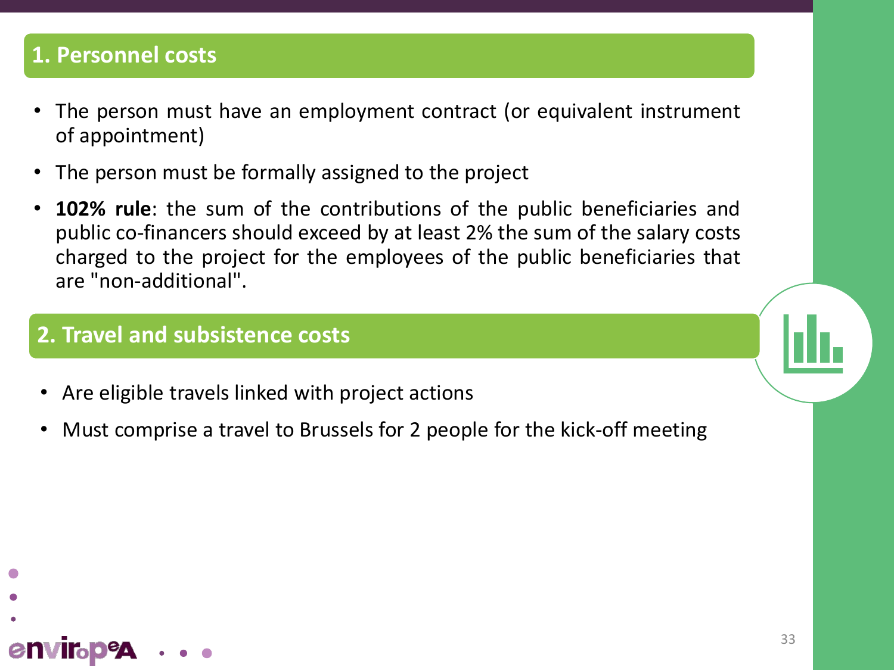## 1. Personnel costs

- The person must have an employment contract (or equivalent instrument of appointment)
- The person must be formally assigned to the project
- **102% rule**: the sum of the contributions of the public beneficiaries and public co-financers should exceed by at least 2% the sum of the salary costs charged to the project for the employees of the public beneficiaries that are "non-additional".

## 2. Travel and subsistence costs

- Are eligible travels linked with project actions
- Must comprise a travel to Brussels for 2 people for the kick-off meeting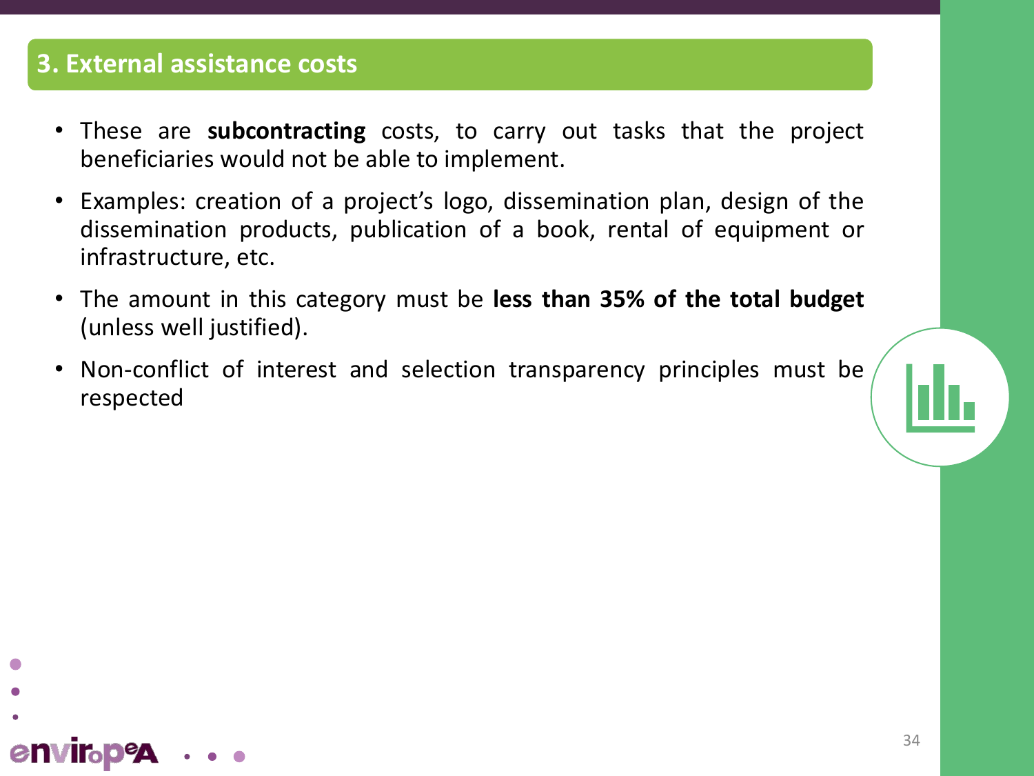## 3. External assistance costs

- These are **subcontracting** costs, to carry out tasks that the project beneficiaries would not be able to implement.
- Examples: creation of a project's logo, dissemination plan, design of the dissemination products, publication of a book, rental of equipment or infrastructure, etc.
- The amount in this category must be **less than 35% of the total budget** (unless well justified).
- Non-conflict of interest and selection transparency principles must be respected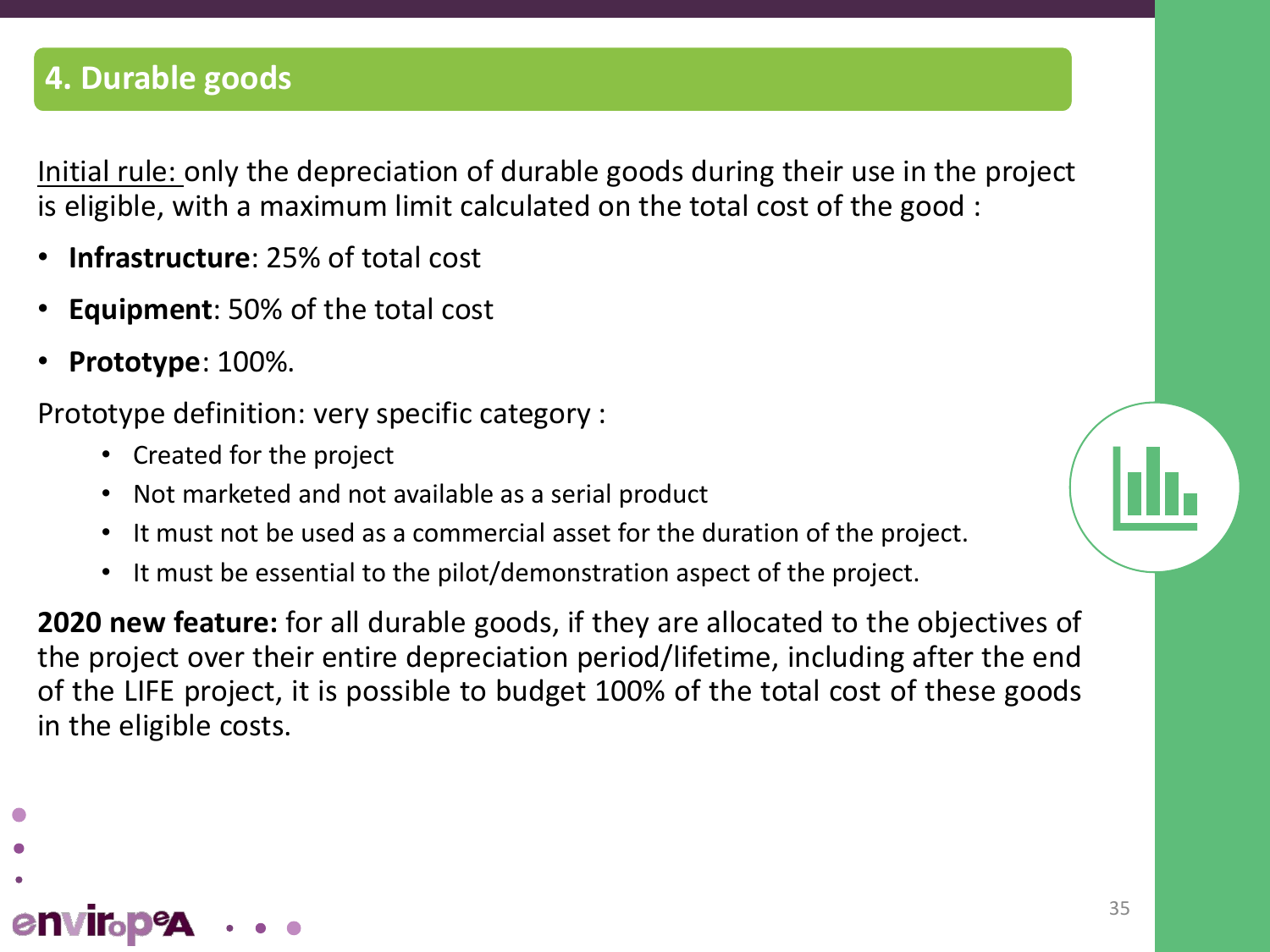## 4. Durable goods

Initial rule: only the depreciation of durable goods during their use in the project is eligible, with a maximum limit calculated on the total cost of the good :

- **Infrastructure**: 25% of total cost
- **Equipment**: 50% of the total cost
- **Prototype**: 100%.

Prototype definition: very specific category :

- Created for the project
- Not marketed and not available as a serial product
- It must not be used as a commercial asset for the duration of the project.
- It must be essential to the pilot/demonstration aspect of the project.

**2020 new feature:** for all durable goods, if they are allocated to the objectives of the project over their entire depreciation period/lifetime, including after the end of the LIFE project, it is possible to budget 100% of the total cost of these goods in the eligible costs.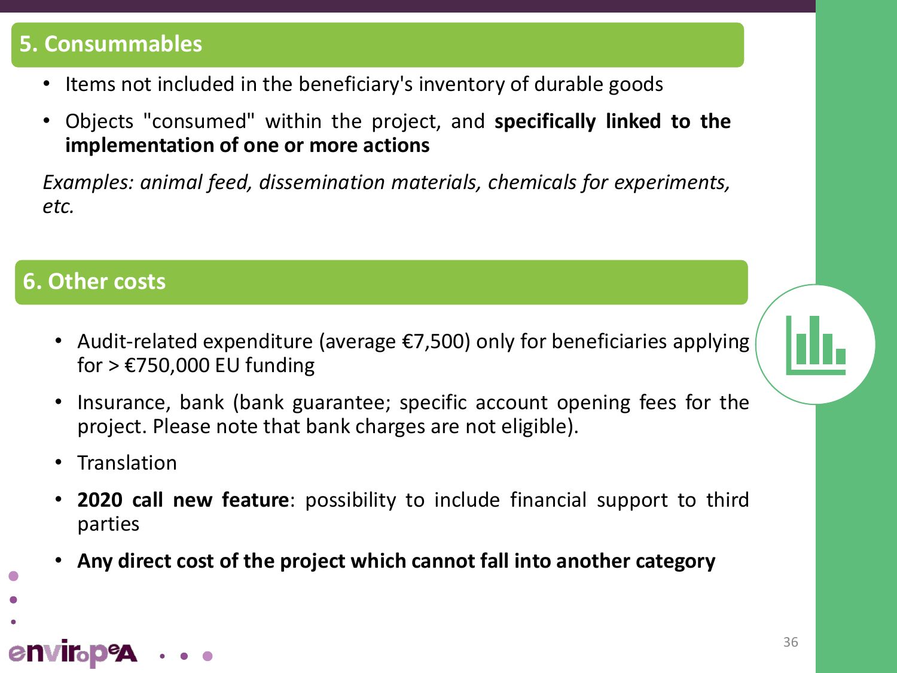## 5. Consummables

- Items not included in the beneficiary's inventory of durable goods
- Objects "consumed" within the project, and **specifically linked to the implementation of one or more actions**

*Examples: animal feed, dissemination materials, chemicals for experiments, etc.*

## 6. Other costs

- Audit-related expenditure (average €7,500) only for beneficiaries applying for > €750,000 EU funding
- Insurance, bank (bank guarantee; specific account opening fees for the project. Please note that bank charges are not eligible).
- Translation
- **2020 call new feature**: possibility to include financial support to third parties
- **Any direct cost of the project which cannot fall into another category**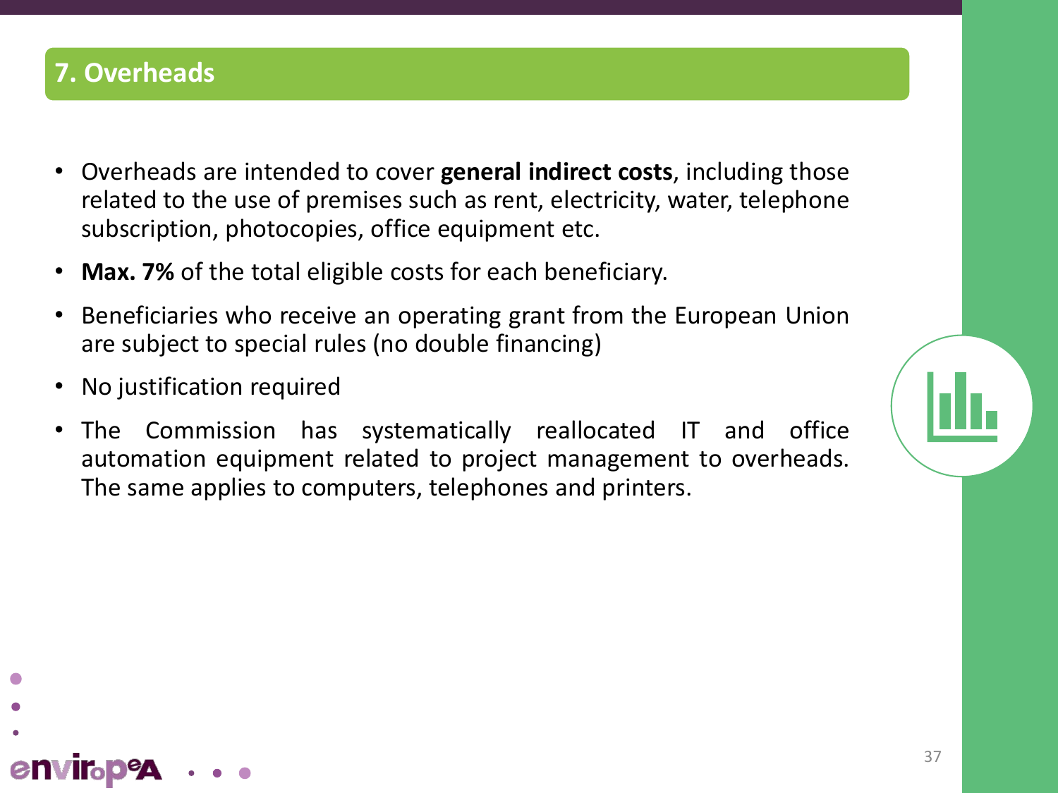## 7. Overheads

- Overheads are intended to cover **general indirect costs**, including those related to the use of premises such as rent, electricity, water, telephone subscription, photocopies, office equipment etc.
- **Max. 7%** of the total eligible costs for each beneficiary.
- Beneficiaries who receive an operating grant from the European Union are subject to special rules (no double financing)
- No justification required
- The Commission has systematically reallocated IT and office automation equipment related to project management to overheads. The same applies to computers, telephones and printers.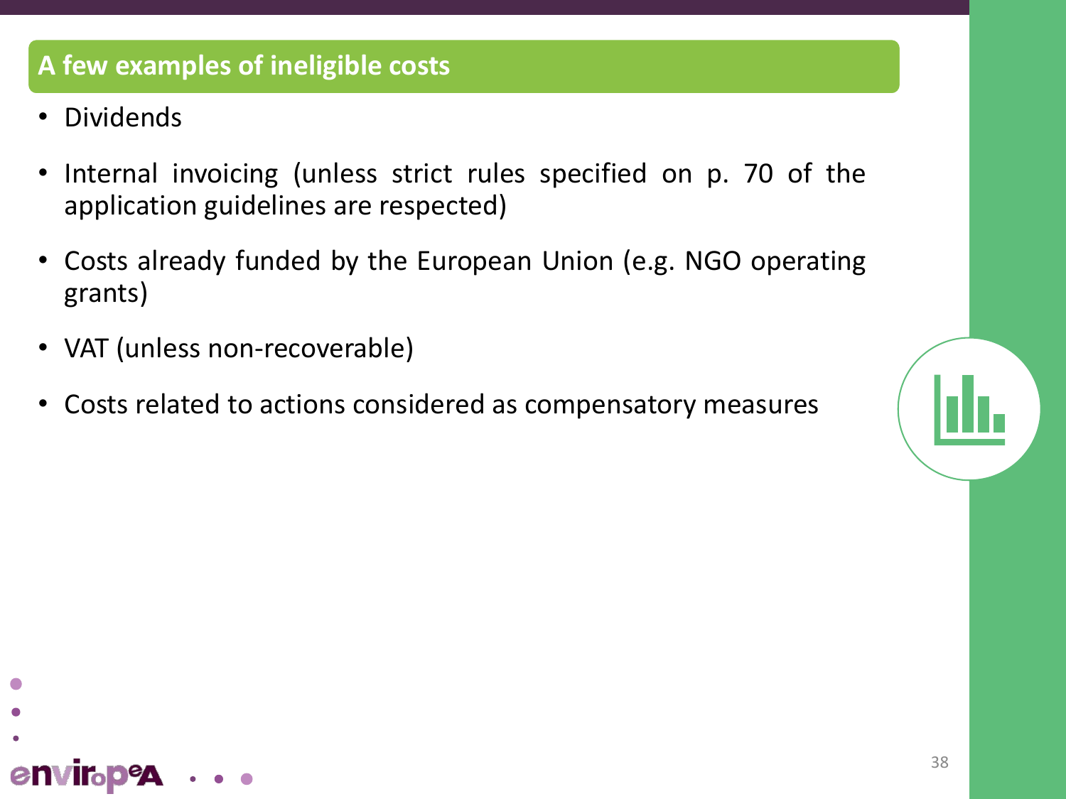## A few examples of ineligible costs

- Dividends
- Internal invoicing (unless strict rules specified on p. 70 of the application guidelines are respected)
- Costs already funded by the European Union (e.g. NGO operating grants)
- VAT (unless non-recoverable)
- Costs related to actions considered as compensatory measures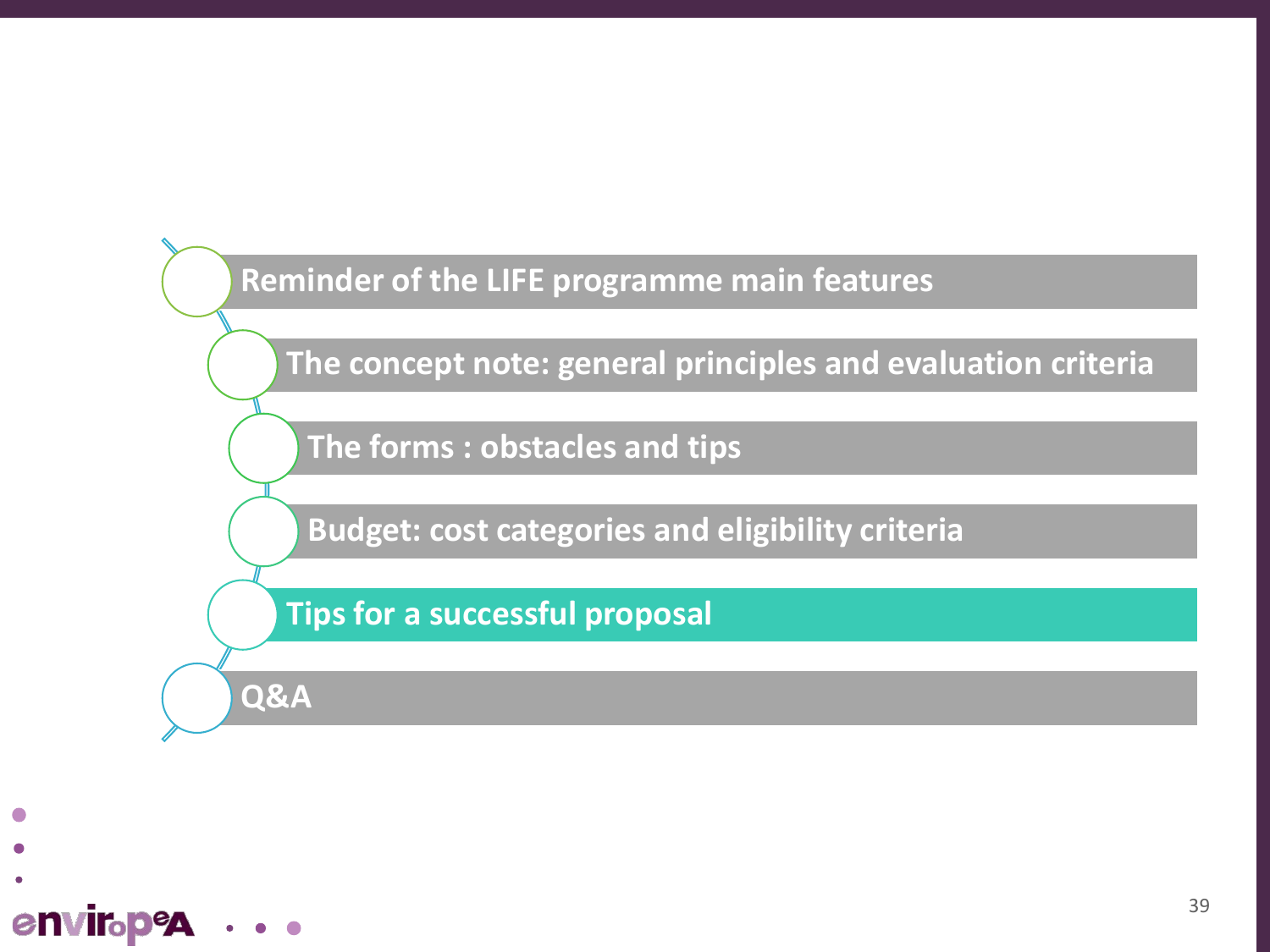- Reminder of the LIFE programme main features
- The concept note: general principles and evaluation criteria
- The forms : obstacles and tips
- Budget: cost categories and eligibility criteria
- **Tips for a successful proposal**
- Q&A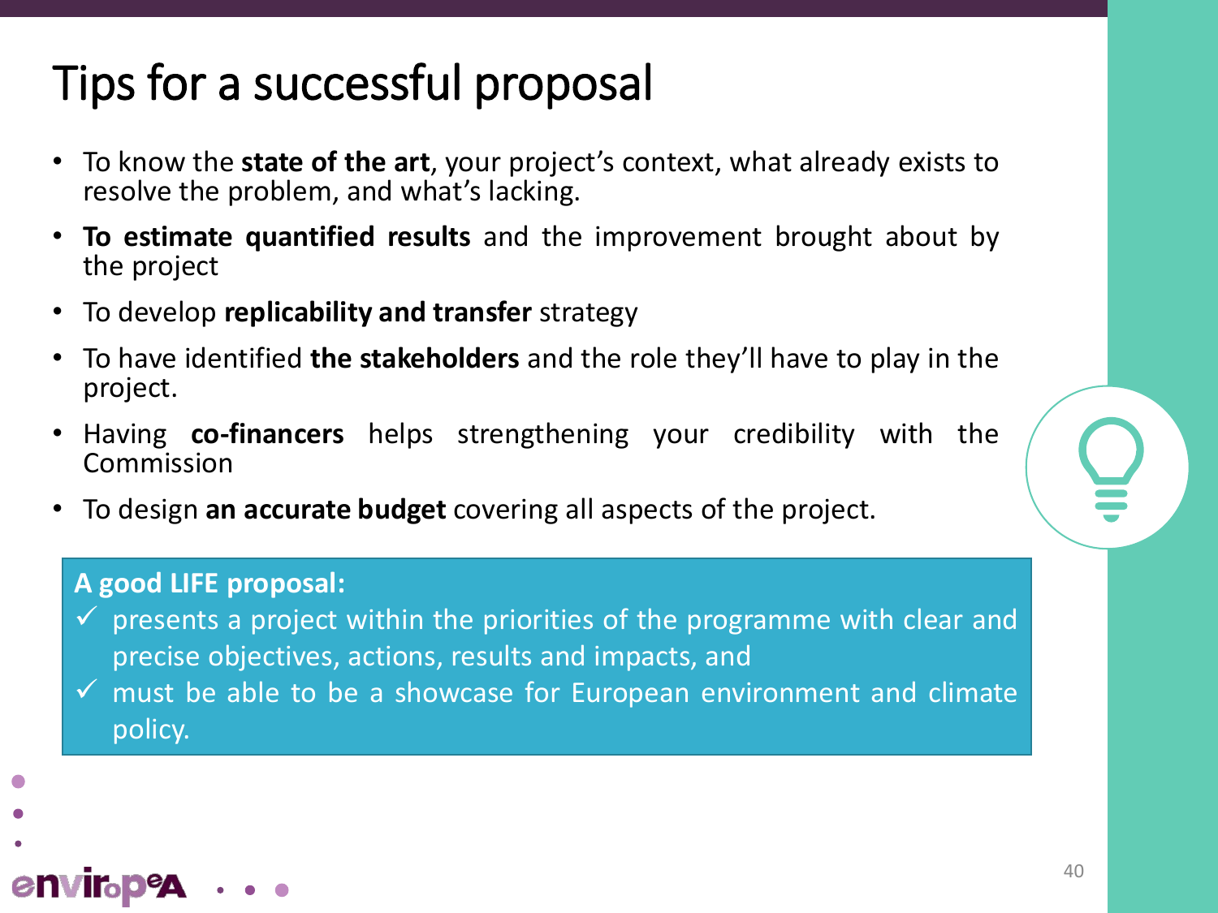# Tips for a successful proposal

- To know the **state of the art**, your project's context, what already exists to resolve the problem, and what's lacking.
- **To estimate quantified results** and the improvement brought about by the project
- To develop **replicability and transfer** strategy
- To have identified **the stakeholders** and the role they'll have to play in the project.
- Having **co-financers** helps strengthening your credibility with the Commission
- To design **an accurate budget** covering all aspects of the project.

**A good LIFE proposal:**

- ✓ presents a project within the priorities of the programme with clear and precise objectives, actions, results and impacts, and
- ✓ must be able to be a showcase for European environment and climate policy.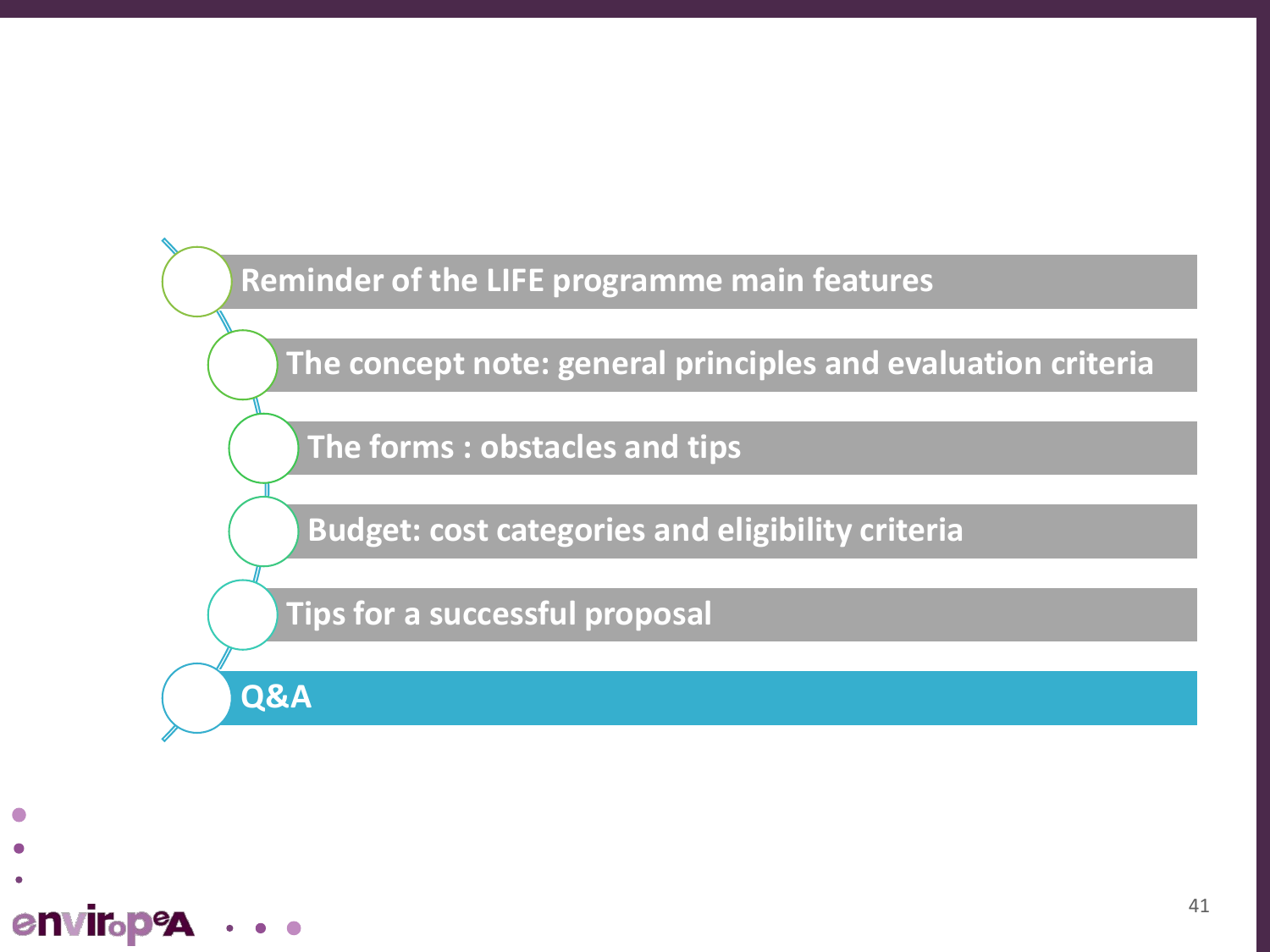- Reminder of the LIFE programme main features
- The concept note: general principles and evaluation criteria
- The forms : obstacles and tips
- Budget: cost categories and eligibility criteria
- Tips for a successful proposal
- **Q&A**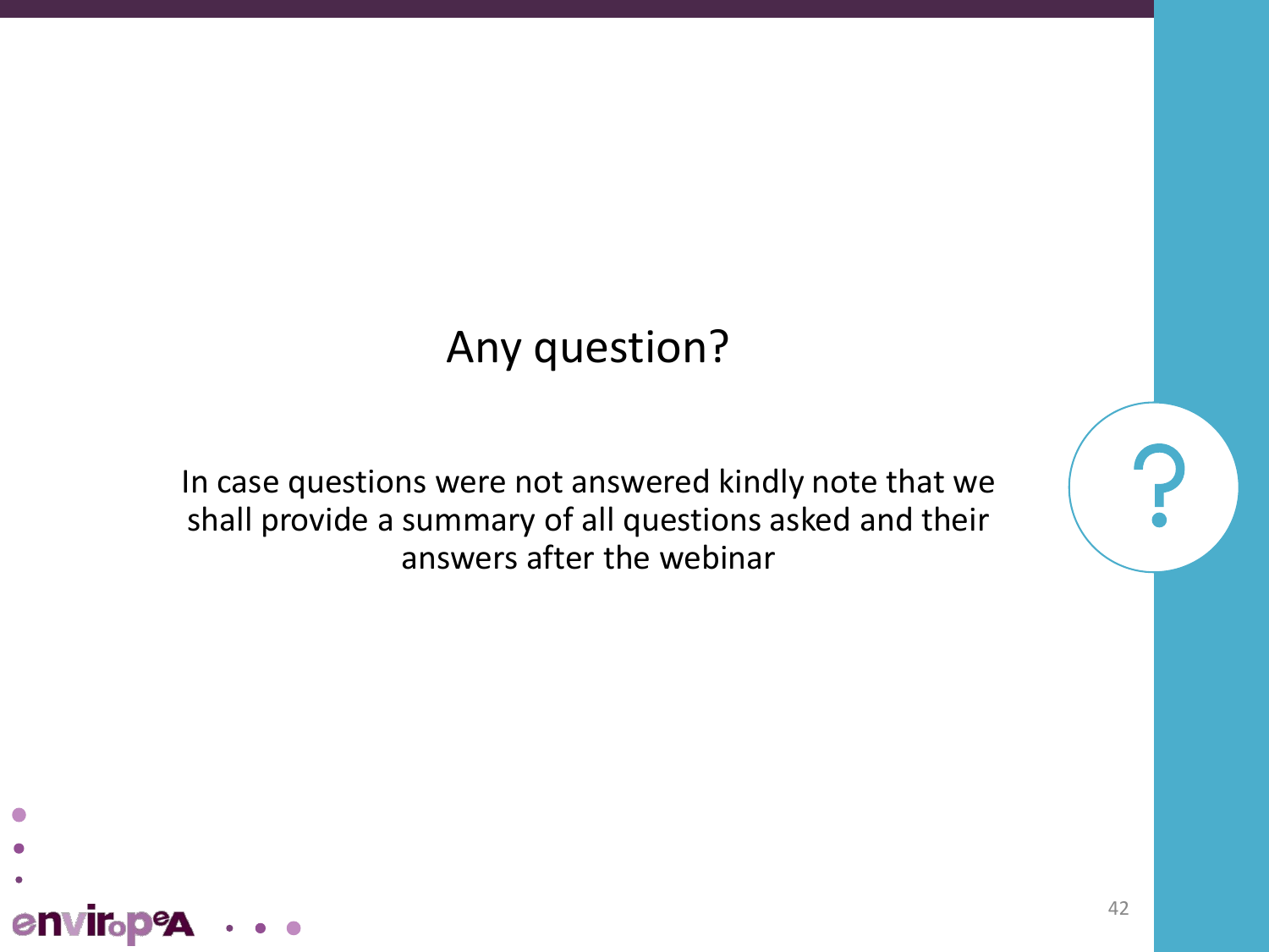# Any question?

In case questions were not answered kindly note that we shall provide a summary of all questions asked and their answers after the webinar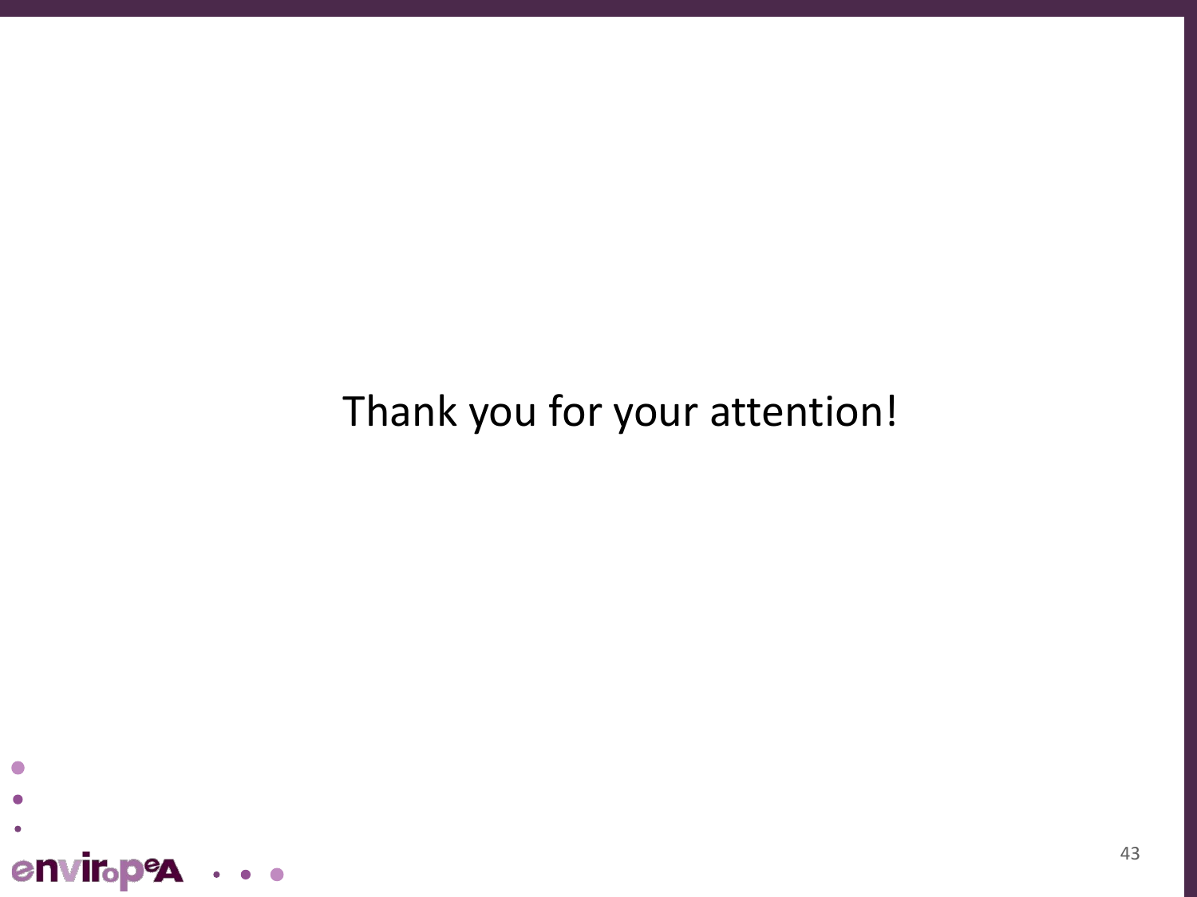Thank you for your attention!